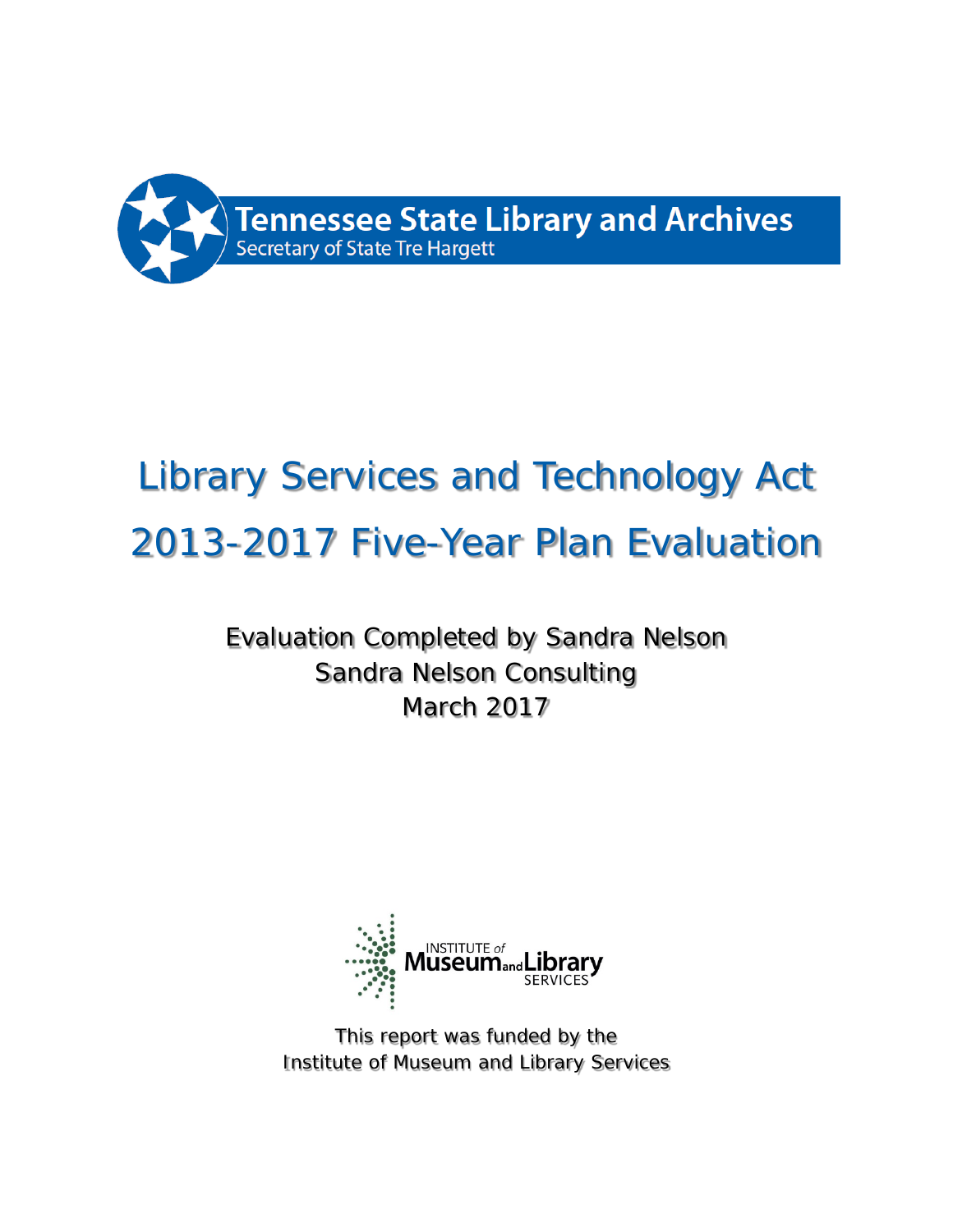Tennessee State Library and Archives
Secretary of State Tre Hargett

# Library Services and Technology Act 2013-2017 Five-Year Plan Evaluation

Evaluation Completed by Sandra Nelson
Sandra Nelson Consulting
March 2017

INSTITUTE of Museum and Library SERVICES

This report was funded by the Institute of Museum and Library Services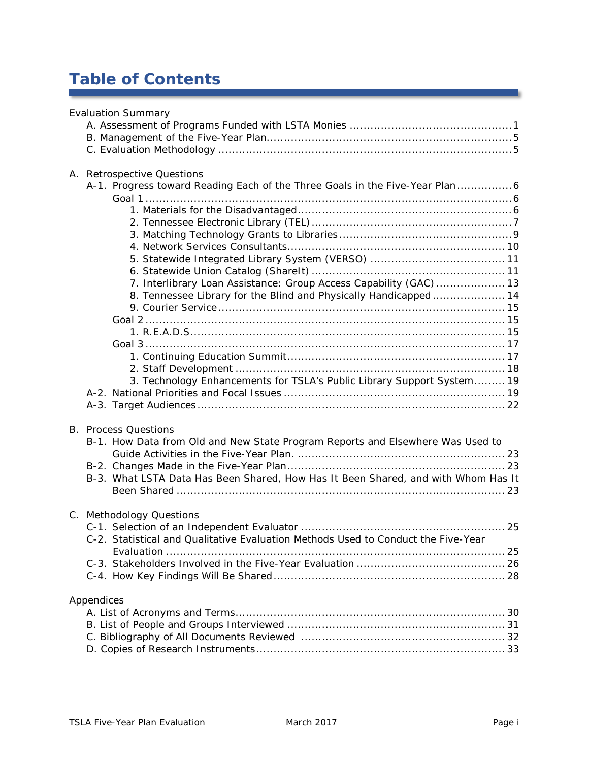# Table of Contents

Evaluation Summary

- A. Assessment of Programs Funded with LSTA Monies .......... 1
- B. Management of the Five-Year Plan .......... 5
- C. Evaluation Methodology .......... 5

A. Retrospective Questions

- A-1. Progress toward Reading Each of the Three Goals in the Five-Year Plan .......... 6
  - Goal 1 .......... 6
    - 1. Materials for the Disadvantaged .......... 6
    - 2. Tennessee Electronic Library (TEL) .......... 7
    - 3. Matching Technology Grants to Libraries .......... 9
    - 4. Network Services Consultants .......... 10
    - 5. Statewide Integrated Library System (VERSO) .......... 11
    - 6. Statewide Union Catalog (ShareIt) .......... 11
    - 7. Interlibrary Loan Assistance: Group Access Capability (GAC) .......... 13
    - 8. Tennessee Library for the Blind and Physically Handicapped .......... 14
    - 9. Courier Service .......... 15
  - Goal 2 .......... 15
    - 1. R.E.A.D.S. .......... 15
  - Goal 3 .......... 17
    - 1. Continuing Education Summit .......... 17
    - 2. Staff Development .......... 18
    - 3. Technology Enhancements for TSLA's Public Library Support System .......... 19
- A-2. National Priorities and Focal Issues .......... 19
- A-3. Target Audiences .......... 22

B. Process Questions

- B-1. How Data from Old and New State Program Reports and Elsewhere Was Used to Guide Activities in the Five-Year Plan. .......... 23
- B-2. Changes Made in the Five-Year Plan .......... 23
- B-3. What LSTA Data Has Been Shared, How Has It Been Shared, and with Whom Has It Been Shared .......... 23

C. Methodology Questions

- C-1. Selection of an Independent Evaluator .......... 25
- C-2. Statistical and Qualitative Evaluation Methods Used to Conduct the Five-Year Evaluation .......... 25
- C-3. Stakeholders Involved in the Five-Year Evaluation .......... 26
- C-4. How Key Findings Will Be Shared .......... 28

Appendices

- A. List of Acronyms and Terms .......... 30
- B. List of People and Groups Interviewed .......... 31
- C. Bibliography of All Documents Reviewed .......... 32
- D. Copies of Research Instruments .......... 33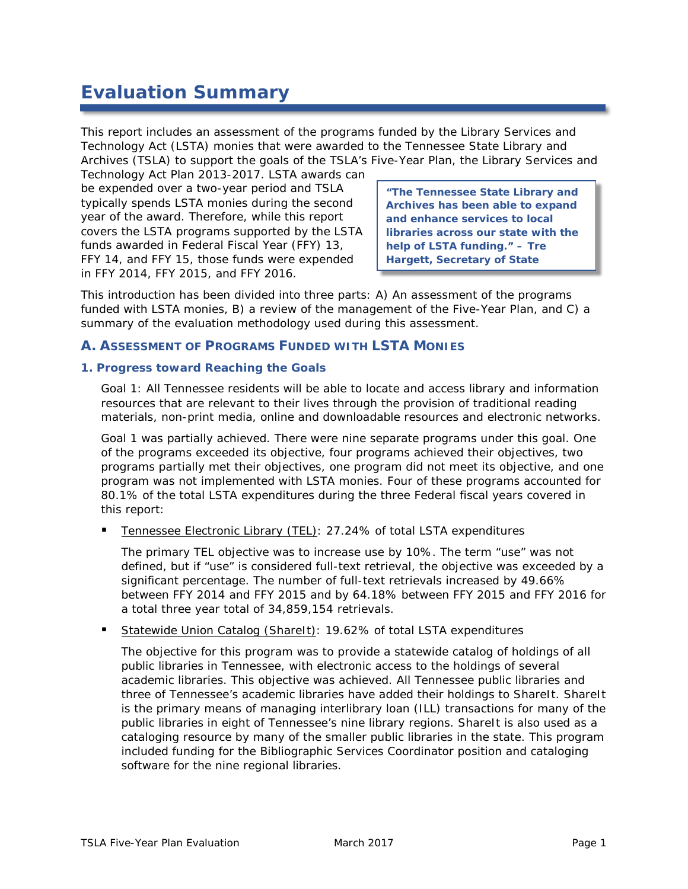# Evaluation Summary

This report includes an assessment of the programs funded by the Library Services and Technology Act (LSTA) monies that were awarded to the Tennessee State Library and Archives (TSLA) to support the goals of the TSLA's Five-Year Plan, the Library Services and Technology Act Plan 2013-2017. LSTA awards can be expended over a two-year period and TSLA typically spends LSTA monies during the second year of the award. Therefore, while this report covers the LSTA programs supported by the LSTA funds awarded in Federal Fiscal Year (FFY) 13, FFY 14, and FFY 15, those funds were expended in FFY 2014, FFY 2015, and FFY 2016.

> **"The Tennessee State Library and Archives has been able to expand and enhance services to local libraries across our state with the help of LSTA funding." – Tre Hargett, Secretary of State**

This introduction has been divided into three parts: A) An assessment of the programs funded with LSTA monies, B) a review of the management of the Five-Year Plan, and C) a summary of the evaluation methodology used during this assessment.

## A. Assessment of Programs Funded with LSTA Monies

### 1. Progress toward Reaching the Goals

Goal 1: All Tennessee residents will be able to locate and access library and information resources that are relevant to their lives through the provision of traditional reading materials, non-print media, online and downloadable resources and electronic networks.

Goal 1 was partially achieved. There were nine separate programs under this goal. One of the programs exceeded its objective, four programs achieved their objectives, two programs partially met their objectives, one program did not meet its objective, and one program was not implemented with LSTA monies. Four of these programs accounted for 80.1% of the total LSTA expenditures during the three Federal fiscal years covered in this report:

- Tennessee Electronic Library (TEL): 27.24% of total LSTA expenditures

  The primary TEL objective was to increase use by 10%. The term "use" was not defined, but if "use" is considered full-text retrieval, the objective was exceeded by a significant percentage. The number of full-text retrievals increased by 49.66% between FFY 2014 and FFY 2015 and by 64.18% between FFY 2015 and FFY 2016 for a total three year total of 34,859,154 retrievals.

- Statewide Union Catalog (ShareIt): 19.62% of total LSTA expenditures

  The objective for this program was to provide a statewide catalog of holdings of all public libraries in Tennessee, with electronic access to the holdings of several academic libraries. This objective was achieved. All Tennessee public libraries and three of Tennessee's academic libraries have added their holdings to ShareIt. ShareIt is the primary means of managing interlibrary loan (ILL) transactions for many of the public libraries in eight of Tennessee's nine library regions. ShareIt is also used as a cataloging resource by many of the smaller public libraries in the state. This program included funding for the Bibliographic Services Coordinator position and cataloging software for the nine regional libraries.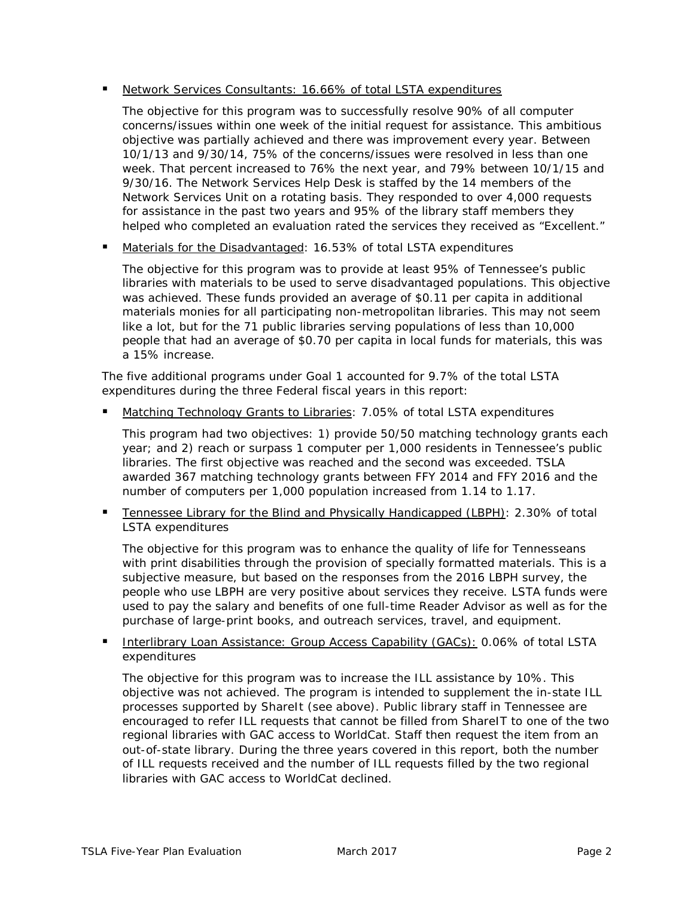- Network Services Consultants: 16.66% of total LSTA expenditures

  The objective for this program was to successfully resolve 90% of all computer concerns/issues within one week of the initial request for assistance. This ambitious objective was partially achieved and there was improvement every year. Between 10/1/13 and 9/30/14, 75% of the concerns/issues were resolved in less than one week. That percent increased to 76% the next year, and 79% between 10/1/15 and 9/30/16. The Network Services Help Desk is staffed by the 14 members of the Network Services Unit on a rotating basis. They responded to over 4,000 requests for assistance in the past two years and 95% of the library staff members they helped who completed an evaluation rated the services they received as "Excellent."

- Materials for the Disadvantaged: 16.53% of total LSTA expenditures

  The objective for this program was to provide at least 95% of Tennessee's public libraries with materials to be used to serve disadvantaged populations. This objective was achieved. These funds provided an average of $0.11 per capita in additional materials monies for all participating non-metropolitan libraries. This may not seem like a lot, but for the 71 public libraries serving populations of less than 10,000 people that had an average of $0.70 per capita in local funds for materials, this was a 15% increase.

The five additional programs under Goal 1 accounted for 9.7% of the total LSTA expenditures during the three Federal fiscal years in this report:

- Matching Technology Grants to Libraries: 7.05% of total LSTA expenditures

  This program had two objectives: 1) provide 50/50 matching technology grants each year; and 2) reach or surpass 1 computer per 1,000 residents in Tennessee's public libraries. The first objective was reached and the second was exceeded. TSLA awarded 367 matching technology grants between FFY 2014 and FFY 2016 and the number of computers per 1,000 population increased from 1.14 to 1.17.

- Tennessee Library for the Blind and Physically Handicapped (LBPH): 2.30% of total LSTA expenditures

  The objective for this program was to enhance the quality of life for Tennesseans with print disabilities through the provision of specially formatted materials. This is a subjective measure, but based on the responses from the 2016 LBPH survey, the people who use LBPH are very positive about services they receive. LSTA funds were used to pay the salary and benefits of one full-time Reader Advisor as well as for the purchase of large-print books, and outreach services, travel, and equipment.

- Interlibrary Loan Assistance: Group Access Capability (GACs): 0.06% of total LSTA expenditures

  The objective for this program was to increase the ILL assistance by 10%. This objective was not achieved. The program is intended to supplement the in-state ILL processes supported by ShareIt (see above). Public library staff in Tennessee are encouraged to refer ILL requests that cannot be filled from ShareIT to one of the two regional libraries with GAC access to WorldCat. Staff then request the item from an out-of-state library. During the three years covered in this report, both the number of ILL requests received and the number of ILL requests filled by the two regional libraries with GAC access to WorldCat declined.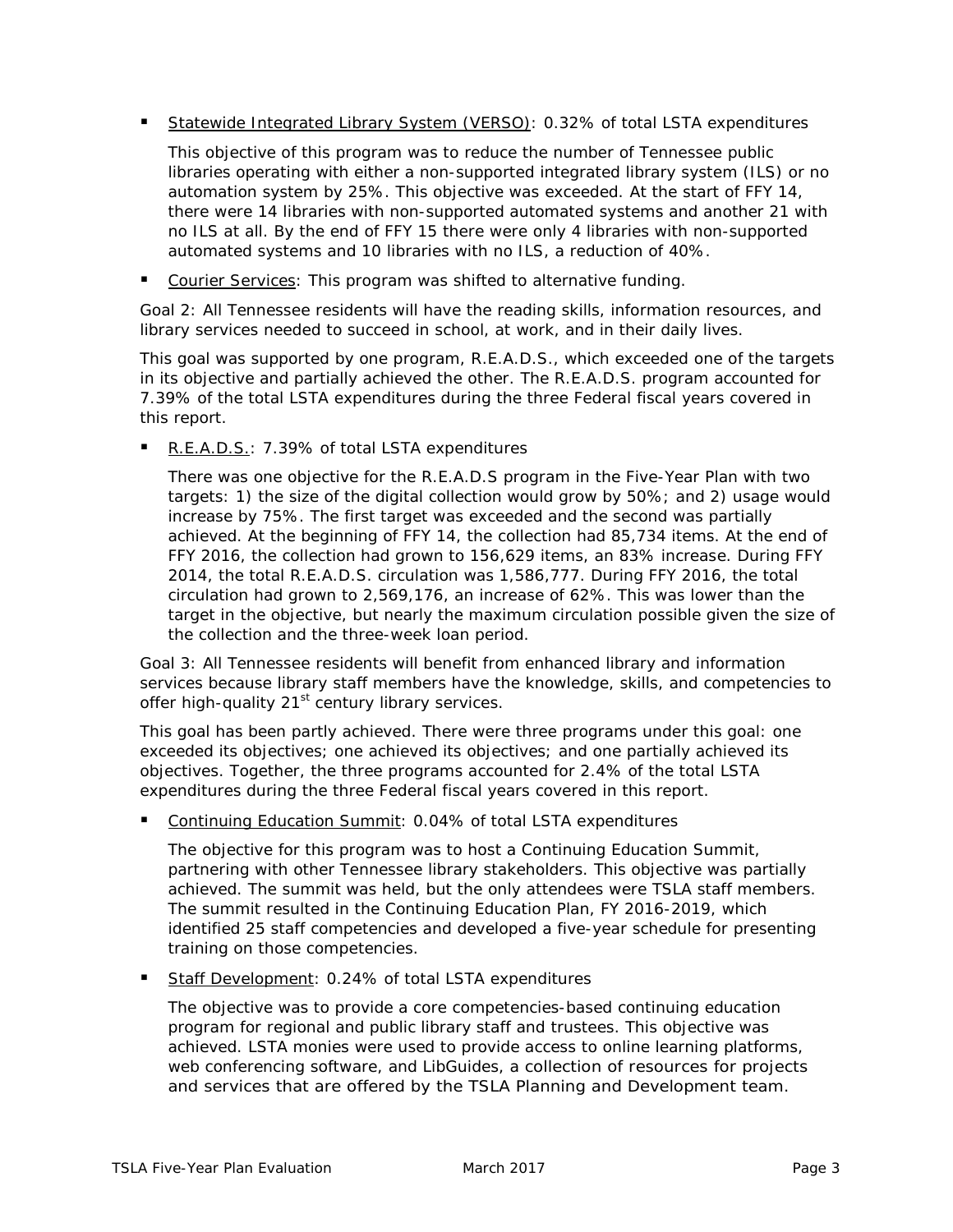- Statewide Integrated Library System (VERSO): 0.32% of total LSTA expenditures

  This objective of this program was to reduce the number of Tennessee public libraries operating with either a non-supported integrated library system (ILS) or no automation system by 25%. This objective was exceeded. At the start of FFY 14, there were 14 libraries with non-supported automated systems and another 21 with no ILS at all. By the end of FFY 15 there were only 4 libraries with non-supported automated systems and 10 libraries with no ILS, a reduction of 40%.

- Courier Services: This program was shifted to alternative funding.

Goal 2: All Tennessee residents will have the reading skills, information resources, and library services needed to succeed in school, at work, and in their daily lives.

This goal was supported by one program, R.E.A.D.S., which exceeded one of the targets in its objective and partially achieved the other. The R.E.A.D.S. program accounted for 7.39% of the total LSTA expenditures during the three Federal fiscal years covered in this report.

- R.E.A.D.S.: 7.39% of total LSTA expenditures

  There was one objective for the R.E.A.D.S program in the Five-Year Plan with two targets: 1) the size of the digital collection would grow by 50%; and 2) usage would increase by 75%. The first target was exceeded and the second was partially achieved. At the beginning of FFY 14, the collection had 85,734 items. At the end of FFY 2016, the collection had grown to 156,629 items, an 83% increase. During FFY 2014, the total R.E.A.D.S. circulation was 1,586,777. During FFY 2016, the total circulation had grown to 2,569,176, an increase of 62%. This was lower than the target in the objective, but nearly the maximum circulation possible given the size of the collection and the three-week loan period.

Goal 3: All Tennessee residents will benefit from enhanced library and information services because library staff members have the knowledge, skills, and competencies to offer high-quality 21st century library services.

This goal has been partly achieved. There were three programs under this goal: one exceeded its objectives; one achieved its objectives; and one partially achieved its objectives. Together, the three programs accounted for 2.4% of the total LSTA expenditures during the three Federal fiscal years covered in this report.

- Continuing Education Summit: 0.04% of total LSTA expenditures

  The objective for this program was to host a Continuing Education Summit, partnering with other Tennessee library stakeholders. This objective was partially achieved. The summit was held, but the only attendees were TSLA staff members. The summit resulted in the Continuing Education Plan, FY 2016-2019, which identified 25 staff competencies and developed a five-year schedule for presenting training on those competencies.

- Staff Development: 0.24% of total LSTA expenditures

  The objective was to provide a core competencies-based continuing education program for regional and public library staff and trustees. This objective was achieved. LSTA monies were used to provide access to online learning platforms, web conferencing software, and LibGuides, a collection of resources for projects and services that are offered by the TSLA Planning and Development team.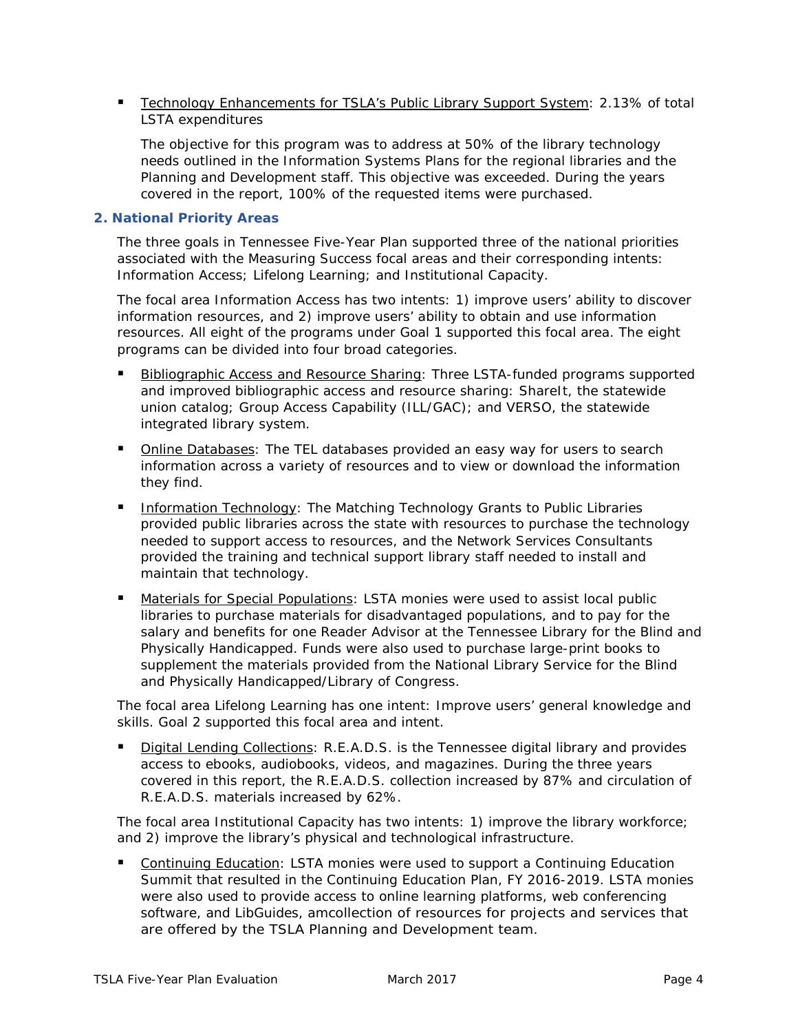- Technology Enhancements for TSLA's Public Library Support System: 2.13% of total LSTA expenditures

  The objective for this program was to address at 50% of the library technology needs outlined in the Information Systems Plans for the regional libraries and the Planning and Development staff. This objective was exceeded. During the years covered in the report, 100% of the requested items were purchased.

### 2. National Priority Areas

The three goals in Tennessee Five-Year Plan supported three of the national priorities associated with the Measuring Success focal areas and their corresponding intents: Information Access; Lifelong Learning; and Institutional Capacity.

The focal area Information Access has two intents: 1) improve users' ability to discover information resources, and 2) improve users' ability to obtain and use information resources. All eight of the programs under Goal 1 supported this focal area. The eight programs can be divided into four broad categories.

- Bibliographic Access and Resource Sharing: Three LSTA-funded programs supported and improved bibliographic access and resource sharing: ShareIt, the statewide union catalog; Group Access Capability (ILL/GAC); and VERSO, the statewide integrated library system.
- Online Databases: The TEL databases provided an easy way for users to search information across a variety of resources and to view or download the information they find.
- Information Technology: The Matching Technology Grants to Public Libraries provided public libraries across the state with resources to purchase the technology needed to support access to resources, and the Network Services Consultants provided the training and technical support library staff needed to install and maintain that technology.
- Materials for Special Populations: LSTA monies were used to assist local public libraries to purchase materials for disadvantaged populations, and to pay for the salary and benefits for one Reader Advisor at the Tennessee Library for the Blind and Physically Handicapped. Funds were also used to purchase large-print books to supplement the materials provided from the National Library Service for the Blind and Physically Handicapped/Library of Congress.

The focal area Lifelong Learning has one intent: Improve users' general knowledge and skills. Goal 2 supported this focal area and intent.

- Digital Lending Collections: R.E.A.D.S. is the Tennessee digital library and provides access to ebooks, audiobooks, videos, and magazines. During the three years covered in this report, the R.E.A.D.S. collection increased by 87% and circulation of R.E.A.D.S. materials increased by 62%.

The focal area Institutional Capacity has two intents: 1) improve the library workforce; and 2) improve the library's physical and technological infrastructure.

- Continuing Education: LSTA monies were used to support a Continuing Education Summit that resulted in the Continuing Education Plan, FY 2016-2019. LSTA monies were also used to provide access to online learning platforms, web conferencing software, and LibGuides, amcollection of resources for projects and services that are offered by the TSLA Planning and Development team.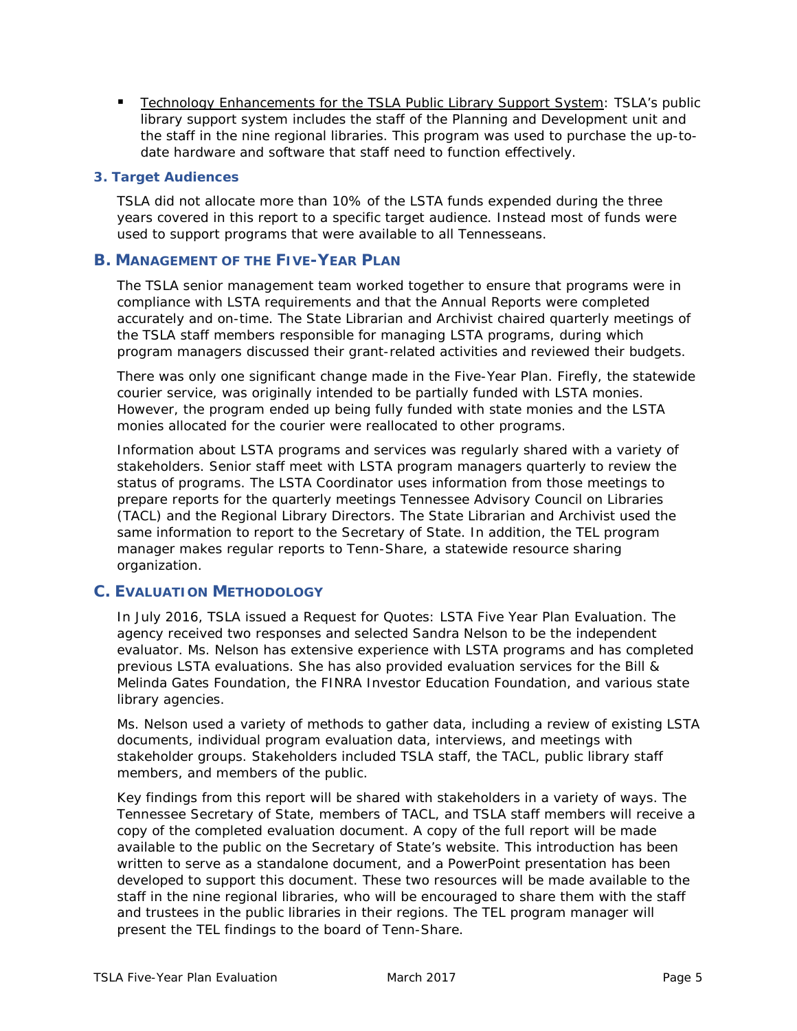- Technology Enhancements for the TSLA Public Library Support System: TSLA's public library support system includes the staff of the Planning and Development unit and the staff in the nine regional libraries. This program was used to purchase the up-to-date hardware and software that staff need to function effectively.

### 3. Target Audiences

TSLA did not allocate more than 10% of the LSTA funds expended during the three years covered in this report to a specific target audience. Instead most of funds were used to support programs that were available to all Tennesseans.

## B. Management of the Five-Year Plan

The TSLA senior management team worked together to ensure that programs were in compliance with LSTA requirements and that the Annual Reports were completed accurately and on-time. The State Librarian and Archivist chaired quarterly meetings of the TSLA staff members responsible for managing LSTA programs, during which program managers discussed their grant-related activities and reviewed their budgets.

There was only one significant change made in the Five-Year Plan. Firefly, the statewide courier service, was originally intended to be partially funded with LSTA monies. However, the program ended up being fully funded with state monies and the LSTA monies allocated for the courier were reallocated to other programs.

Information about LSTA programs and services was regularly shared with a variety of stakeholders. Senior staff meet with LSTA program managers quarterly to review the status of programs. The LSTA Coordinator uses information from those meetings to prepare reports for the quarterly meetings Tennessee Advisory Council on Libraries (TACL) and the Regional Library Directors. The State Librarian and Archivist used the same information to report to the Secretary of State. In addition, the TEL program manager makes regular reports to Tenn-Share, a statewide resource sharing organization.

## C. Evaluation Methodology

In July 2016, TSLA issued a Request for Quotes: LSTA Five Year Plan Evaluation. The agency received two responses and selected Sandra Nelson to be the independent evaluator. Ms. Nelson has extensive experience with LSTA programs and has completed previous LSTA evaluations. She has also provided evaluation services for the Bill & Melinda Gates Foundation, the FINRA Investor Education Foundation, and various state library agencies.

Ms. Nelson used a variety of methods to gather data, including a review of existing LSTA documents, individual program evaluation data, interviews, and meetings with stakeholder groups. Stakeholders included TSLA staff, the TACL, public library staff members, and members of the public.

Key findings from this report will be shared with stakeholders in a variety of ways. The Tennessee Secretary of State, members of TACL, and TSLA staff members will receive a copy of the completed evaluation document. A copy of the full report will be made available to the public on the Secretary of State's website. This introduction has been written to serve as a standalone document, and a PowerPoint presentation has been developed to support this document. These two resources will be made available to the staff in the nine regional libraries, who will be encouraged to share them with the staff and trustees in the public libraries in their regions. The TEL program manager will present the TEL findings to the board of Tenn-Share.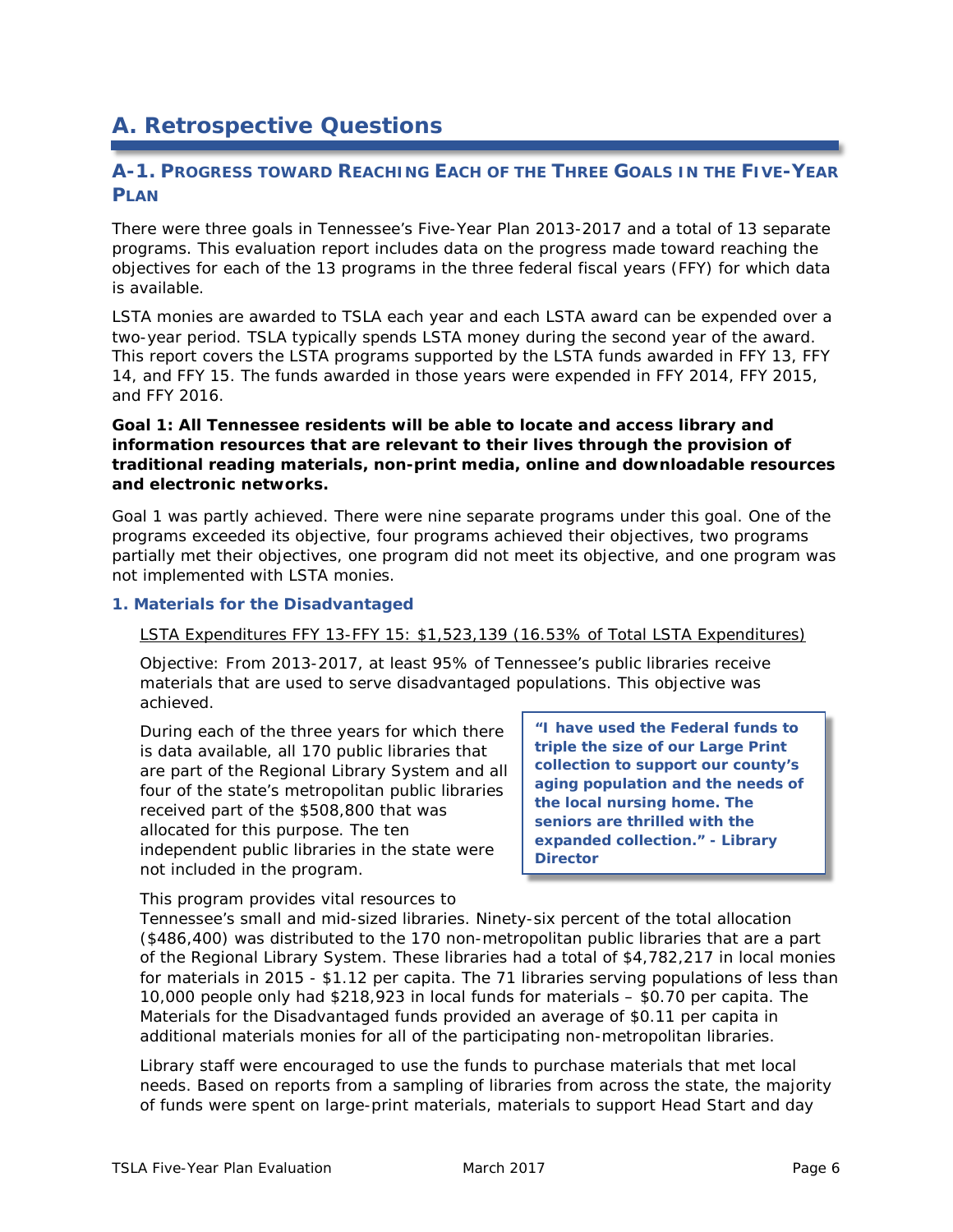# A. Retrospective Questions

## A-1. Progress toward Reaching Each of the Three Goals in the Five-Year Plan

There were three goals in Tennessee's Five-Year Plan 2013-2017 and a total of 13 separate programs. This evaluation report includes data on the progress made toward reaching the objectives for each of the 13 programs in the three federal fiscal years (FFY) for which data is available.

LSTA monies are awarded to TSLA each year and each LSTA award can be expended over a two-year period. TSLA typically spends LSTA money during the second year of the award. This report covers the LSTA programs supported by the LSTA funds awarded in FFY 13, FFY 14, and FFY 15. The funds awarded in those years were expended in FFY 2014, FFY 2015, and FFY 2016.

**Goal 1: All Tennessee residents will be able to locate and access library and information resources that are relevant to their lives through the provision of traditional reading materials, non-print media, online and downloadable resources and electronic networks.**

Goal 1 was partly achieved. There were nine separate programs under this goal. One of the programs exceeded its objective, four programs achieved their objectives, two programs partially met their objectives, one program did not meet its objective, and one program was not implemented with LSTA monies.

### 1. Materials for the Disadvantaged

<u>LSTA Expenditures FFY 13-FFY 15: $1,523,139 (16.53% of Total LSTA Expenditures)</u>

Objective: From 2013-2017, at least 95% of Tennessee's public libraries receive materials that are used to serve disadvantaged populations. This objective was achieved.

During each of the three years for which there is data available, all 170 public libraries that are part of the Regional Library System and all four of the state's metropolitan public libraries received part of the $508,800 that was allocated for this purpose. The ten independent public libraries in the state were not included in the program.

> **"I have used the Federal funds to triple the size of our Large Print collection to support our county's aging population and the needs of the local nursing home. The seniors are thrilled with the expanded collection." - Library Director**

This program provides vital resources to Tennessee's small and mid-sized libraries. Ninety-six percent of the total allocation ($486,400) was distributed to the 170 non-metropolitan public libraries that are a part of the Regional Library System. These libraries had a total of $4,782,217 in local monies for materials in 2015 - $1.12 per capita. The 71 libraries serving populations of less than 10,000 people only had $218,923 in local funds for materials – $0.70 per capita. The Materials for the Disadvantaged funds provided an average of $0.11 per capita in additional materials monies for all of the participating non-metropolitan libraries.

Library staff were encouraged to use the funds to purchase materials that met local needs. Based on reports from a sampling of libraries from across the state, the majority of funds were spent on large-print materials, materials to support Head Start and day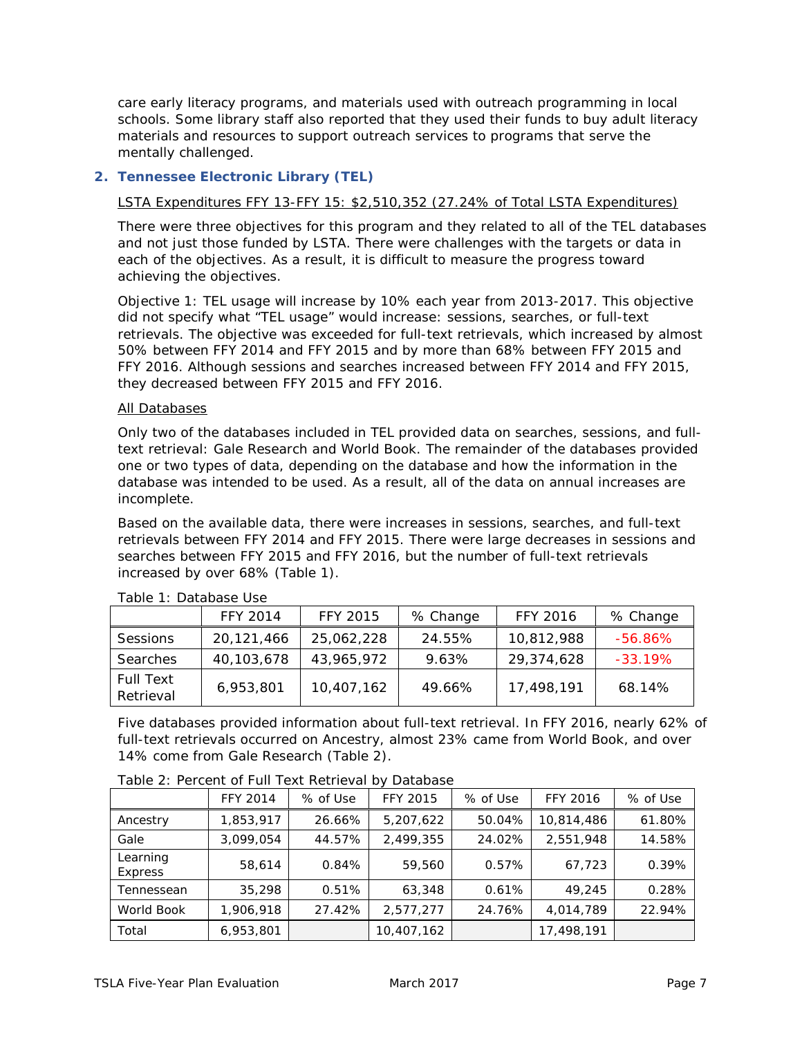care early literacy programs, and materials used with outreach programming in local schools. Some library staff also reported that they used their funds to buy adult literacy materials and resources to support outreach services to programs that serve the mentally challenged.

## 2. Tennessee Electronic Library (TEL)

LSTA Expenditures FFY 13-FFY 15: $2,510,352 (27.24% of Total LSTA Expenditures)

There were three objectives for this program and they related to all of the TEL databases and not just those funded by LSTA. There were challenges with the targets or data in each of the objectives. As a result, it is difficult to measure the progress toward achieving the objectives.

Objective 1: TEL usage will increase by 10% each year from 2013-2017. This objective did not specify what "TEL usage" would increase: sessions, searches, or full-text retrievals. The objective was exceeded for full-text retrievals, which increased by almost 50% between FFY 2014 and FFY 2015 and by more than 68% between FFY 2015 and FFY 2016. Although sessions and searches increased between FFY 2014 and FFY 2015, they decreased between FFY 2015 and FFY 2016.

All Databases

Only two of the databases included in TEL provided data on searches, sessions, and full-text retrieval: Gale Research and World Book. The remainder of the databases provided one or two types of data, depending on the database and how the information in the database was intended to be used. As a result, all of the data on annual increases are incomplete.

Based on the available data, there were increases in sessions, searches, and full-text retrievals between FFY 2014 and FFY 2015. There were large decreases in sessions and searches between FFY 2015 and FFY 2016, but the number of full-text retrievals increased by over 68% (Table 1).

Table 1: Database Use

| | FFY 2014 | FFY 2015 | % Change | FFY 2016 | % Change |
|---|---|---|---|---|---|
| Sessions | 20,121,466 | 25,062,228 | 24.55% | 10,812,988 | -56.86% |
| Searches | 40,103,678 | 43,965,972 | 9.63% | 29,374,628 | -33.19% |
| Full Text Retrieval | 6,953,801 | 10,407,162 | 49.66% | 17,498,191 | 68.14% |

Five databases provided information about full-text retrieval. In FFY 2016, nearly 62% of full-text retrievals occurred on Ancestry, almost 23% came from World Book, and over 14% come from Gale Research (Table 2).

Table 2: Percent of Full Text Retrieval by Database

| | FFY 2014 | % of Use | FFY 2015 | % of Use | FFY 2016 | % of Use |
|---|---|---|---|---|---|---|
| Ancestry | 1,853,917 | 26.66% | 5,207,622 | 50.04% | 10,814,486 | 61.80% |
| Gale | 3,099,054 | 44.57% | 2,499,355 | 24.02% | 2,551,948 | 14.58% |
| Learning Express | 58,614 | 0.84% | 59,560 | 0.57% | 67,723 | 0.39% |
| Tennessean | 35,298 | 0.51% | 63,348 | 0.61% | 49,245 | 0.28% |
| World Book | 1,906,918 | 27.42% | 2,577,277 | 24.76% | 4,014,789 | 22.94% |
| Total | 6,953,801 | | 10,407,162 | | 17,498,191 | |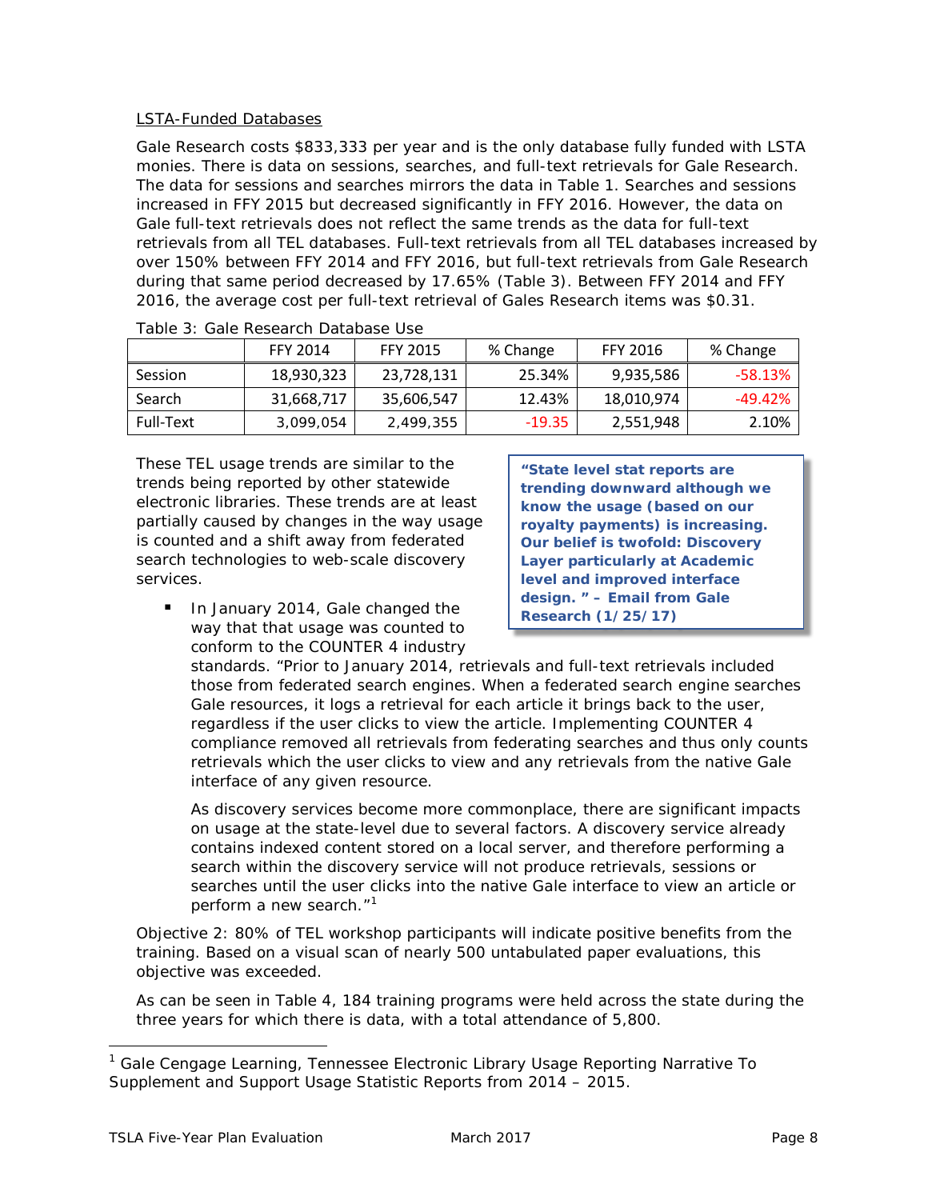LSTA-Funded Databases

Gale Research costs $833,333 per year and is the only database fully funded with LSTA monies. There is data on sessions, searches, and full-text retrievals for Gale Research. The data for sessions and searches mirrors the data in Table 1. Searches and sessions increased in FFY 2015 but decreased significantly in FFY 2016. However, the data on Gale full-text retrievals does not reflect the same trends as the data for full-text retrievals from all TEL databases. Full-text retrievals from all TEL databases increased by over 150% between FFY 2014 and FFY 2016, but full-text retrievals from Gale Research during that same period decreased by 17.65% (Table 3). Between FFY 2014 and FFY 2016, the average cost per full-text retrieval of Gales Research items was $0.31.

Table 3: Gale Research Database Use

| | FFY 2014 | FFY 2015 | % Change | FFY 2016 | % Change |
|---|---|---|---|---|---|
| Session | 18,930,323 | 23,728,131 | 25.34% | 9,935,586 | -58.13% |
| Search | 31,668,717 | 35,606,547 | 12.43% | 18,010,974 | -49.42% |
| Full-Text | 3,099,054 | 2,499,355 | -19.35 | 2,551,948 | 2.10% |

These TEL usage trends are similar to the trends being reported by other statewide electronic libraries. These trends are at least partially caused by changes in the way usage is counted and a shift away from federated search technologies to web-scale discovery services.

**"State level stat reports are trending downward although we know the usage (based on our royalty payments) is increasing. Our belief is twofold: Discovery Layer particularly at Academic level and improved interface design. " – Email from Gale Research (1/25/17)**

- In January 2014, Gale changed the way that that usage was counted to conform to the COUNTER 4 industry standards. "Prior to January 2014, retrievals and full-text retrievals included those from federated search engines. When a federated search engine searches Gale resources, it logs a retrieval for each article it brings back to the user, regardless if the user clicks to view the article. Implementing COUNTER 4 compliance removed all retrievals from federating searches and thus only counts retrievals which the user clicks to view and any retrievals from the native Gale interface of any given resource.

  As discovery services become more commonplace, there are significant impacts on usage at the state-level due to several factors. A discovery service already contains indexed content stored on a local server, and therefore performing a search within the discovery service will not produce retrievals, sessions or searches until the user clicks into the native Gale interface to view an article or perform a new search."[1]

Objective 2: 80% of TEL workshop participants will indicate positive benefits from the training. Based on a visual scan of nearly 500 untabulated paper evaluations, this objective was exceeded.

As can be seen in Table 4, 184 training programs were held across the state during the three years for which there is data, with a total attendance of 5,800.

[1] Gale Cengage Learning, Tennessee Electronic Library Usage Reporting Narrative To Supplement and Support Usage Statistic Reports from 2014 – 2015.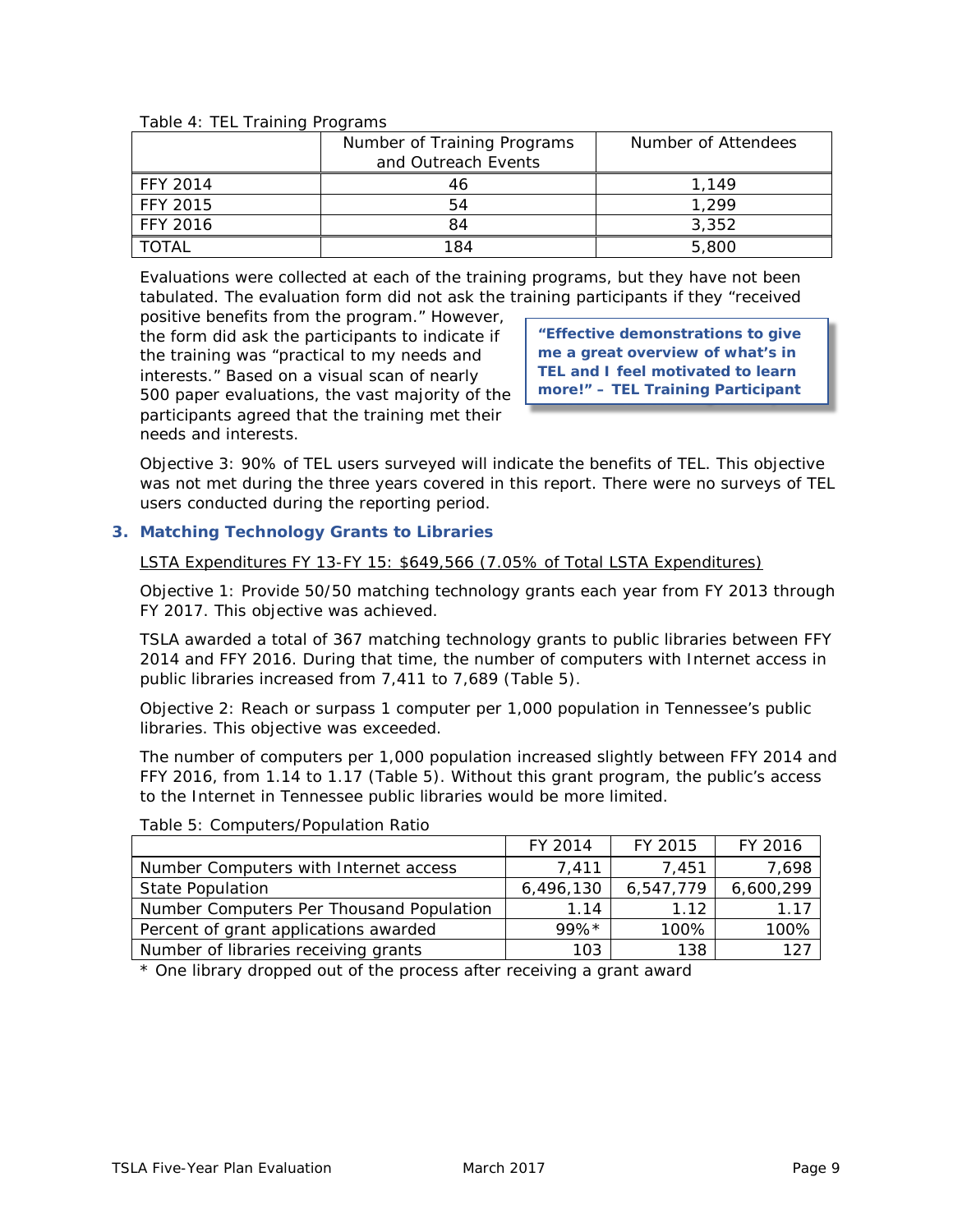Table 4: TEL Training Programs

| | Number of Training Programs and Outreach Events | Number of Attendees |
|---|---|---|
| FFY 2014 | 46 | 1,149 |
| FFY 2015 | 54 | 1,299 |
| FFY 2016 | 84 | 3,352 |
| TOTAL | 184 | 5,800 |

Evaluations were collected at each of the training programs, but they have not been tabulated. The evaluation form did not ask the training participants if they "received positive benefits from the program." However, the form did ask the participants to indicate if the training was "practical to my needs and interests." Based on a visual scan of nearly 500 paper evaluations, the vast majority of the participants agreed that the training met their needs and interests.

> **"Effective demonstrations to give me a great overview of what's in TEL and I feel motivated to learn more!" – TEL Training Participant**

Objective 3: 90% of TEL users surveyed will indicate the benefits of TEL. This objective was not met during the three years covered in this report. There were no surveys of TEL users conducted during the reporting period.

### 3. Matching Technology Grants to Libraries

LSTA Expenditures FY 13-FY 15: $649,566 (7.05% of Total LSTA Expenditures)

Objective 1: Provide 50/50 matching technology grants each year from FY 2013 through FY 2017. This objective was achieved.

TSLA awarded a total of 367 matching technology grants to public libraries between FFY 2014 and FFY 2016. During that time, the number of computers with Internet access in public libraries increased from 7,411 to 7,689 (Table 5).

Objective 2: Reach or surpass 1 computer per 1,000 population in Tennessee's public libraries. This objective was exceeded.

The number of computers per 1,000 population increased slightly between FFY 2014 and FFY 2016, from 1.14 to 1.17 (Table 5). Without this grant program, the public's access to the Internet in Tennessee public libraries would be more limited.

Table 5: Computers/Population Ratio

| | FY 2014 | FY 2015 | FY 2016 |
|---|---|---|---|
| Number Computers with Internet access | 7,411 | 7,451 | 7,698 |
| State Population | 6,496,130 | 6,547,779 | 6,600,299 |
| Number Computers Per Thousand Population | 1.14 | 1.12 | 1.17 |
| Percent of grant applications awarded | 99%* | 100% | 100% |
| Number of libraries receiving grants | 103 | 138 | 127 |

* One library dropped out of the process after receiving a grant award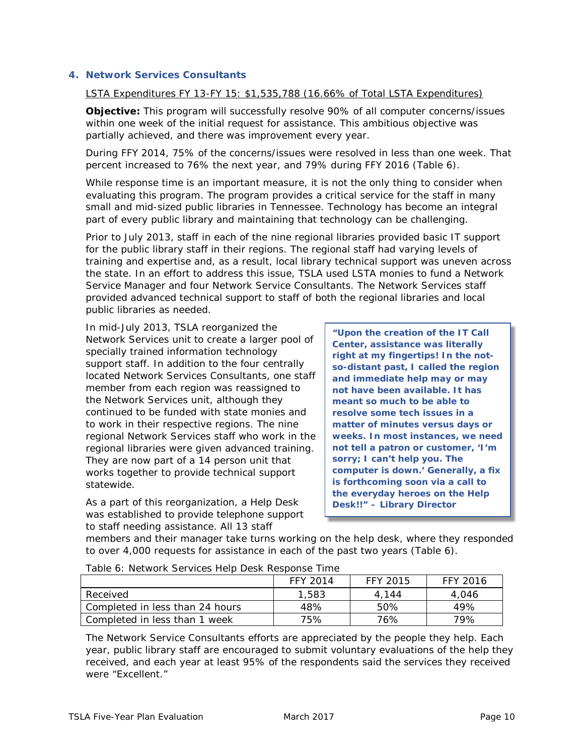### 4. Network Services Consultants

LSTA Expenditures FY 13-FY 15: $1,535,788 (16.66% of Total LSTA Expenditures)

**Objective:** This program will successfully resolve 90% of all computer concerns/issues within one week of the initial request for assistance. This ambitious objective was partially achieved, and there was improvement every year.

During FFY 2014, 75% of the concerns/issues were resolved in less than one week. That percent increased to 76% the next year, and 79% during FFY 2016 (Table 6).

While response time is an important measure, it is not the only thing to consider when evaluating this program. The program provides a critical service for the staff in many small and mid-sized public libraries in Tennessee. Technology has become an integral part of every public library and maintaining that technology can be challenging.

Prior to July 2013, staff in each of the nine regional libraries provided basic IT support for the public library staff in their regions. The regional staff had varying levels of training and expertise and, as a result, local library technical support was uneven across the state. In an effort to address this issue, TSLA used LSTA monies to fund a Network Service Manager and four Network Service Consultants. The Network Services staff provided advanced technical support to staff of both the regional libraries and local public libraries as needed.

In mid-July 2013, TSLA reorganized the Network Services unit to create a larger pool of specially trained information technology support staff. In addition to the four centrally located Network Services Consultants, one staff member from each region was reassigned to the Network Services unit, although they continued to be funded with state monies and to work in their respective regions. The nine regional Network Services staff who work in the regional libraries were given advanced training. They are now part of a 14 person unit that works together to provide technical support statewide.

> **"Upon the creation of the IT Call Center, assistance was literally right at my fingertips! In the not-so-distant past, I called the region and immediate help may or may not have been available. It has meant so much to be able to resolve some tech issues in a matter of minutes versus days or weeks. In most instances, we need not tell a patron or customer, 'I'm sorry; I can't help you. The computer is down.' Generally, a fix is forthcoming soon via a call to the everyday heroes on the Help Desk!!" – Library Director**

As a part of this reorganization, a Help Desk was established to provide telephone support to staff needing assistance. All 13 staff members and their manager take turns working on the help desk, where they responded to over 4,000 requests for assistance in each of the past two years (Table 6).

Table 6: Network Services Help Desk Response Time

| | FFY 2014 | FFY 2015 | FFY 2016 |
|---|---|---|---|
| Received | 1,583 | 4,144 | 4,046 |
| Completed in less than 24 hours | 48% | 50% | 49% |
| Completed in less than 1 week | 75% | 76% | 79% |

The Network Service Consultants efforts are appreciated by the people they help. Each year, public library staff are encouraged to submit voluntary evaluations of the help they received, and each year at least 95% of the respondents said the services they received were "Excellent."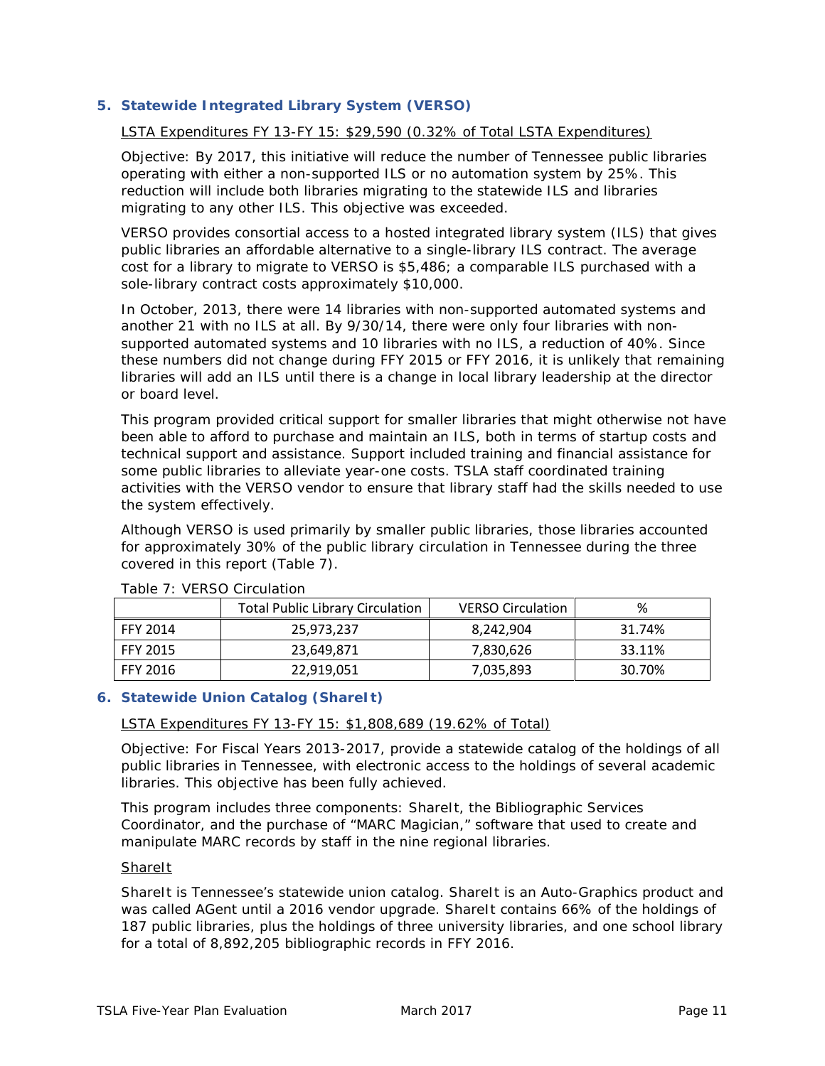## 5. Statewide Integrated Library System (VERSO)

LSTA Expenditures FY 13-FY 15: $29,590 (0.32% of Total LSTA Expenditures)

Objective: By 2017, this initiative will reduce the number of Tennessee public libraries operating with either a non-supported ILS or no automation system by 25%. This reduction will include both libraries migrating to the statewide ILS and libraries migrating to any other ILS. This objective was exceeded.

VERSO provides consortial access to a hosted integrated library system (ILS) that gives public libraries an affordable alternative to a single-library ILS contract. The average cost for a library to migrate to VERSO is $5,486; a comparable ILS purchased with a sole-library contract costs approximately $10,000.

In October, 2013, there were 14 libraries with non-supported automated systems and another 21 with no ILS at all. By 9/30/14, there were only four libraries with non-supported automated systems and 10 libraries with no ILS, a reduction of 40%. Since these numbers did not change during FFY 2015 or FFY 2016, it is unlikely that remaining libraries will add an ILS until there is a change in local library leadership at the director or board level.

This program provided critical support for smaller libraries that might otherwise not have been able to afford to purchase and maintain an ILS, both in terms of startup costs and technical support and assistance. Support included training and financial assistance for some public libraries to alleviate year-one costs. TSLA staff coordinated training activities with the VERSO vendor to ensure that library staff had the skills needed to use the system effectively.

Although VERSO is used primarily by smaller public libraries, those libraries accounted for approximately 30% of the public library circulation in Tennessee during the three covered in this report (Table 7).

Table 7: VERSO Circulation

| | Total Public Library Circulation | VERSO Circulation | % |
|---|---|---|---|
| FFY 2014 | 25,973,237 | 8,242,904 | 31.74% |
| FFY 2015 | 23,649,871 | 7,830,626 | 33.11% |
| FFY 2016 | 22,919,051 | 7,035,893 | 30.70% |

## 6. Statewide Union Catalog (ShareIt)

LSTA Expenditures FY 13-FY 15: $1,808,689 (19.62% of Total)

Objective: For Fiscal Years 2013-2017, provide a statewide catalog of the holdings of all public libraries in Tennessee, with electronic access to the holdings of several academic libraries. This objective has been fully achieved.

This program includes three components: ShareIt, the Bibliographic Services Coordinator, and the purchase of "MARC Magician," software that used to create and manipulate MARC records by staff in the nine regional libraries.

ShareIt

ShareIt is Tennessee's statewide union catalog. ShareIt is an Auto-Graphics product and was called AGent until a 2016 vendor upgrade. ShareIt contains 66% of the holdings of 187 public libraries, plus the holdings of three university libraries, and one school library for a total of 8,892,205 bibliographic records in FFY 2016.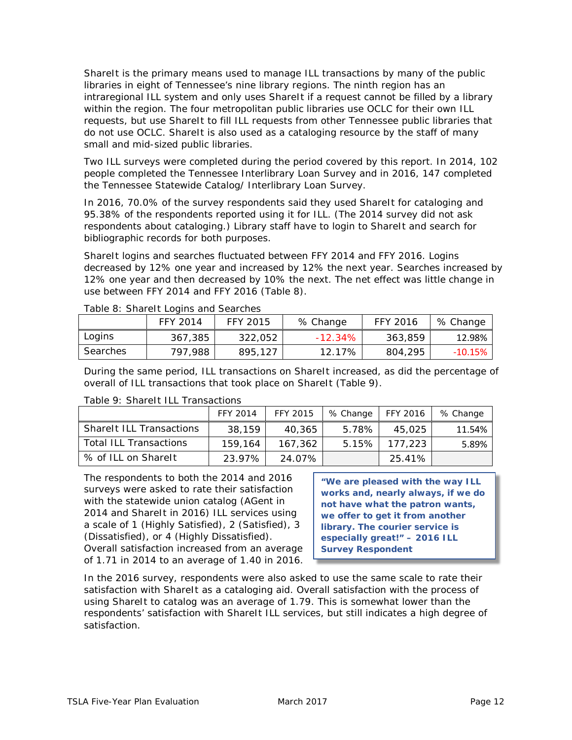ShareIt is the primary means used to manage ILL transactions by many of the public libraries in eight of Tennessee's nine library regions. The ninth region has an intraregional ILL system and only uses ShareIt if a request cannot be filled by a library within the region. The four metropolitan public libraries use OCLC for their own ILL requests, but use ShareIt to fill ILL requests from other Tennessee public libraries that do not use OCLC. ShareIt is also used as a cataloging resource by the staff of many small and mid-sized public libraries.

Two ILL surveys were completed during the period covered by this report. In 2014, 102 people completed the Tennessee Interlibrary Loan Survey and in 2016, 147 completed the Tennessee Statewide Catalog/ Interlibrary Loan Survey.

In 2016, 70.0% of the survey respondents said they used ShareIt for cataloging and 95.38% of the respondents reported using it for ILL. (The 2014 survey did not ask respondents about cataloging.) Library staff have to login to ShareIt and search for bibliographic records for both purposes.

ShareIt logins and searches fluctuated between FFY 2014 and FFY 2016. Logins decreased by 12% one year and increased by 12% the next year. Searches increased by 12% one year and then decreased by 10% the next. The net effect was little change in use between FFY 2014 and FFY 2016 (Table 8).

Table 8: ShareIt Logins and Searches

| | FFY 2014 | FFY 2015 | % Change | FFY 2016 | % Change |
|---|---|---|---|---|---|
| Logins | 367,385 | 322,052 | -12.34% | 363,859 | 12.98% |
| Searches | 797,988 | 895,127 | 12.17% | 804,295 | -10.15% |

During the same period, ILL transactions on ShareIt increased, as did the percentage of overall of ILL transactions that took place on ShareIt (Table 9).

Table 9: ShareIt ILL Transactions

| | FFY 2014 | FFY 2015 | % Change | FFY 2016 | % Change |
|---|---|---|---|---|---|
| ShareIt ILL Transactions | 38,159 | 40,365 | 5.78% | 45,025 | 11.54% |
| Total ILL Transactions | 159,164 | 167,362 | 5.15% | 177,223 | 5.89% |
| % of ILL on ShareIt | 23.97% | 24.07% | | 25.41% | |

The respondents to both the 2014 and 2016 surveys were asked to rate their satisfaction with the statewide union catalog (AGent in 2014 and ShareIt in 2016) ILL services using a scale of 1 (Highly Satisfied), 2 (Satisfied), 3 (Dissatisfied), or 4 (Highly Dissatisfied). Overall satisfaction increased from an average of 1.71 in 2014 to an average of 1.40 in 2016.

> **"We are pleased with the way ILL works and, nearly always, if we do not have what the patron wants, we offer to get it from another library. The courier service is especially great!" – 2016 ILL Survey Respondent**

In the 2016 survey, respondents were also asked to use the same scale to rate their satisfaction with ShareIt as a cataloging aid. Overall satisfaction with the process of using ShareIt to catalog was an average of 1.79. This is somewhat lower than the respondents' satisfaction with ShareIt ILL services, but still indicates a high degree of satisfaction.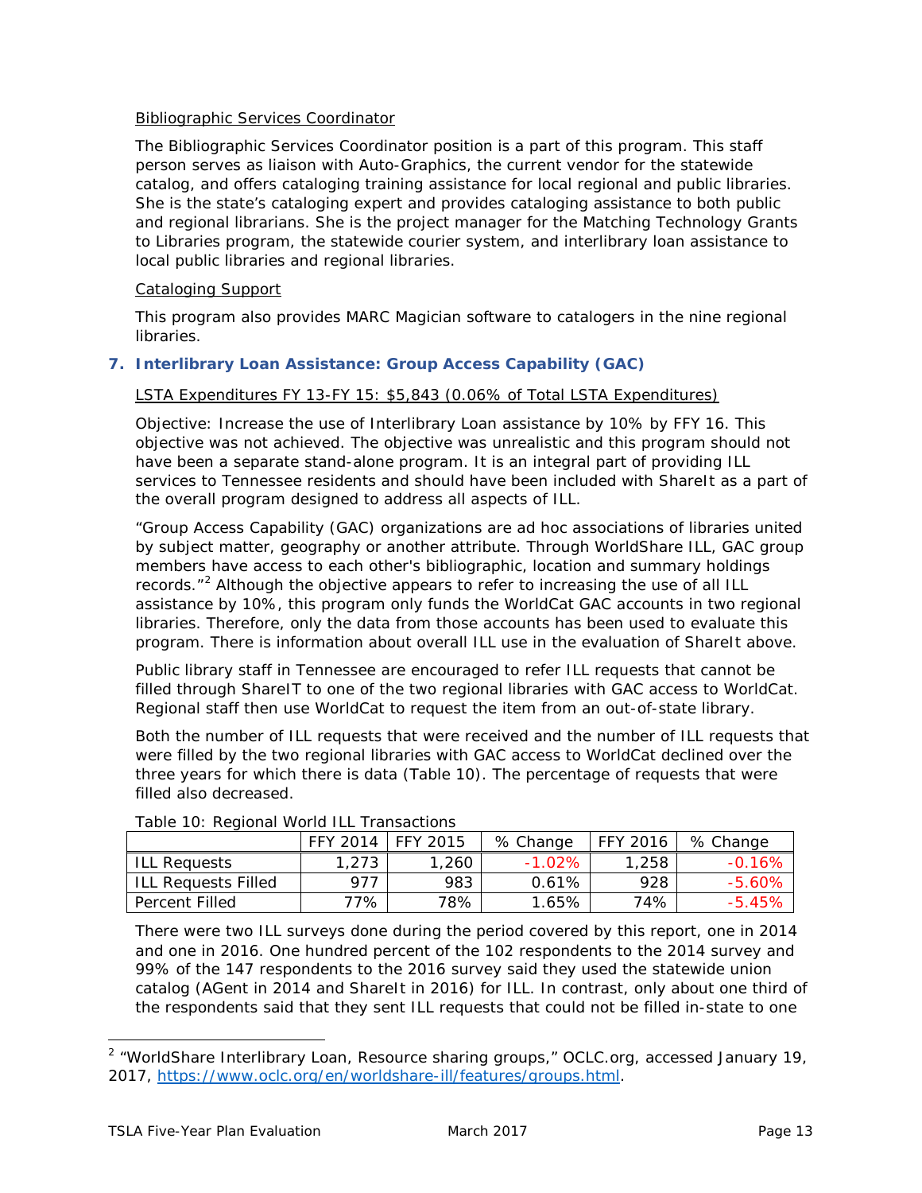Bibliographic Services Coordinator

The Bibliographic Services Coordinator position is a part of this program. This staff person serves as liaison with Auto-Graphics, the current vendor for the statewide catalog, and offers cataloging training assistance for local regional and public libraries. She is the state's cataloging expert and provides cataloging assistance to both public and regional librarians. She is the project manager for the Matching Technology Grants to Libraries program, the statewide courier system, and interlibrary loan assistance to local public libraries and regional libraries.

Cataloging Support

This program also provides MARC Magician software to catalogers in the nine regional libraries.

### 7. Interlibrary Loan Assistance: Group Access Capability (GAC)

LSTA Expenditures FY 13-FY 15: $5,843 (0.06% of Total LSTA Expenditures)

Objective: Increase the use of Interlibrary Loan assistance by 10% by FFY 16. This objective was not achieved. The objective was unrealistic and this program should not have been a separate stand-alone program. It is an integral part of providing ILL services to Tennessee residents and should have been included with ShareIt as a part of the overall program designed to address all aspects of ILL.

"Group Access Capability (GAC) organizations are ad hoc associations of libraries united by subject matter, geography or another attribute. Through WorldShare ILL, GAC group members have access to each other's bibliographic, location and summary holdings records."[2] Although the objective appears to refer to increasing the use of all ILL assistance by 10%, this program only funds the WorldCat GAC accounts in two regional libraries. Therefore, only the data from those accounts has been used to evaluate this program. There is information about overall ILL use in the evaluation of ShareIt above.

Public library staff in Tennessee are encouraged to refer ILL requests that cannot be filled through ShareIT to one of the two regional libraries with GAC access to WorldCat. Regional staff then use WorldCat to request the item from an out-of-state library.

Both the number of ILL requests that were received and the number of ILL requests that were filled by the two regional libraries with GAC access to WorldCat declined over the three years for which there is data (Table 10). The percentage of requests that were filled also decreased.

Table 10: Regional World ILL Transactions

| | FFY 2014 | FFY 2015 | % Change | FFY 2016 | % Change |
|---|---|---|---|---|---|
| ILL Requests | 1,273 | 1,260 | -1.02% | 1,258 | -0.16% |
| ILL Requests Filled | 977 | 983 | 0.61% | 928 | -5.60% |
| Percent Filled | 77% | 78% | 1.65% | 74% | -5.45% |

There were two ILL surveys done during the period covered by this report, one in 2014 and one in 2016. One hundred percent of the 102 respondents to the 2014 survey and 99% of the 147 respondents to the 2016 survey said they used the statewide union catalog (AGent in 2014 and ShareIt in 2016) for ILL. In contrast, only about one third of the respondents said that they sent ILL requests that could not be filled in-state to one

[2] "WorldShare Interlibrary Loan, Resource sharing groups," OCLC.org, accessed January 19, 2017, https://www.oclc.org/en/worldshare-ill/features/groups.html.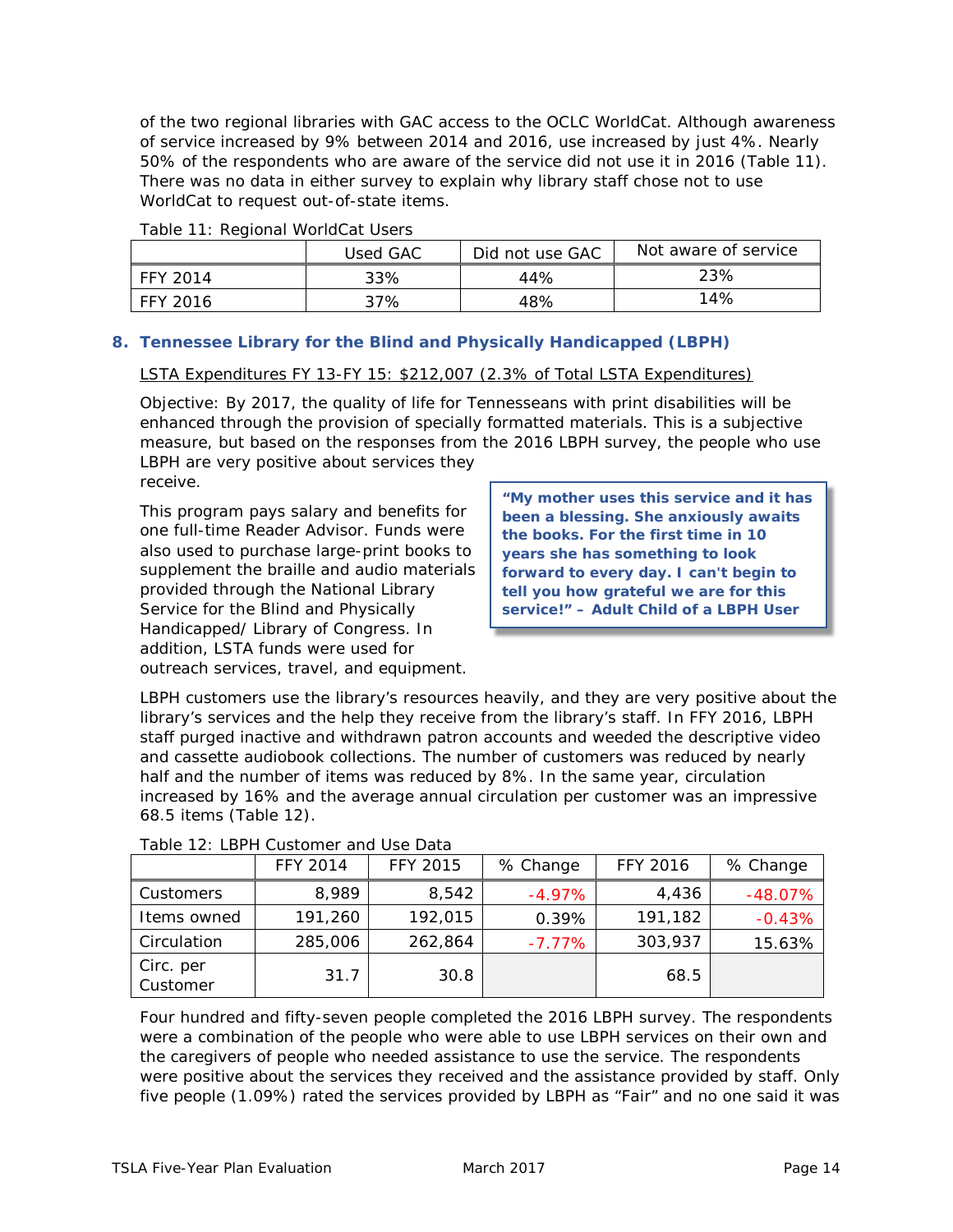of the two regional libraries with GAC access to the OCLC WorldCat. Although awareness of service increased by 9% between 2014 and 2016, use increased by just 4%. Nearly 50% of the respondents who are aware of the service did not use it in 2016 (Table 11). There was no data in either survey to explain why library staff chose not to use WorldCat to request out-of-state items.

Table 11: Regional WorldCat Users

| | Used GAC | Did not use GAC | Not aware of service |
|---|---|---|---|
| FFY 2014 | 33% | 44% | 23% |
| FFY 2016 | 37% | 48% | 14% |

## 8. Tennessee Library for the Blind and Physically Handicapped (LBPH)

LSTA Expenditures FY 13-FY 15: $212,007 (2.3% of Total LSTA Expenditures)

Objective: By 2017, the quality of life for Tennesseans with print disabilities will be enhanced through the provision of specially formatted materials. This is a subjective measure, but based on the responses from the 2016 LBPH survey, the people who use LBPH are very positive about services they receive.

This program pays salary and benefits for one full-time Reader Advisor. Funds were also used to purchase large-print books to supplement the braille and audio materials provided through the National Library Service for the Blind and Physically Handicapped/ Library of Congress. In addition, LSTA funds were used for outreach services, travel, and equipment.

> **"My mother uses this service and it has been a blessing. She anxiously awaits the books. For the first time in 10 years she has something to look forward to every day. I can't begin to tell you how grateful we are for this service!" – Adult Child of a LBPH User**

LBPH customers use the library's resources heavily, and they are very positive about the library's services and the help they receive from the library's staff. In FFY 2016, LBPH staff purged inactive and withdrawn patron accounts and weeded the descriptive video and cassette audiobook collections. The number of customers was reduced by nearly half and the number of items was reduced by 8%. In the same year, circulation increased by 16% and the average annual circulation per customer was an impressive 68.5 items (Table 12).

Table 12: LBPH Customer and Use Data

| | FFY 2014 | FFY 2015 | % Change | FFY 2016 | % Change |
|---|---|---|---|---|---|
| Customers | 8,989 | 8,542 | -4.97% | 4,436 | -48.07% |
| Items owned | 191,260 | 192,015 | 0.39% | 191,182 | -0.43% |
| Circulation | 285,006 | 262,864 | -7.77% | 303,937 | 15.63% |
| Circ. per Customer | 31.7 | 30.8 | | 68.5 | |

Four hundred and fifty-seven people completed the 2016 LBPH survey. The respondents were a combination of the people who were able to use LBPH services on their own and the caregivers of people who needed assistance to use the service. The respondents were positive about the services they received and the assistance provided by staff. Only five people (1.09%) rated the services provided by LBPH as "Fair" and no one said it was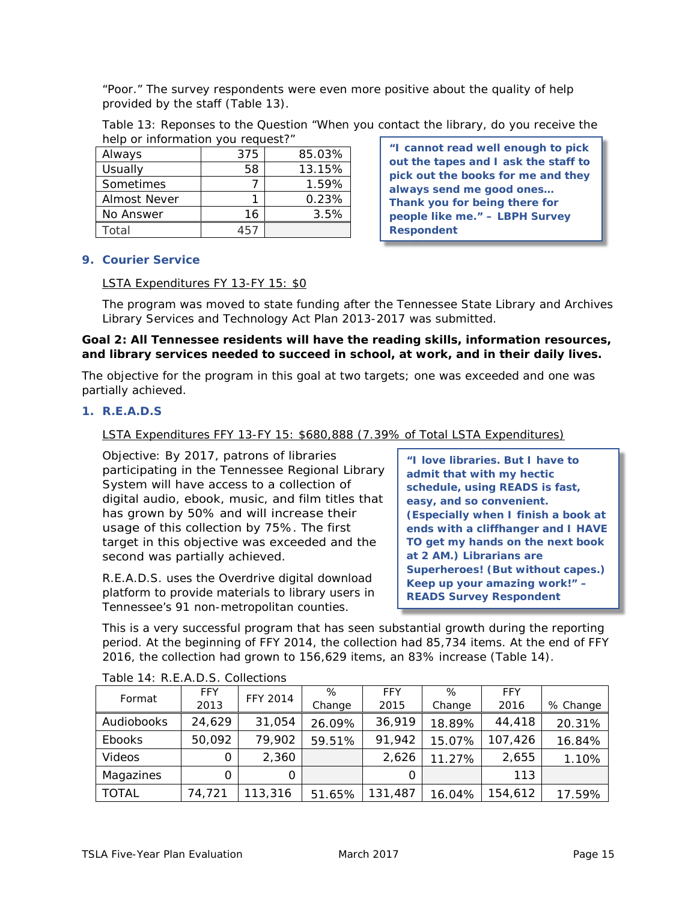"Poor." The survey respondents were even more positive about the quality of help provided by the staff (Table 13).

Table 13: Reponses to the Question "When you contact the library, do you receive the help or information you request?"

| | | |
|---|---|---|
| Always | 375 | 85.03% |
| Usually | 58 | 13.15% |
| Sometimes | 7 | 1.59% |
| Almost Never | 1 | 0.23% |
| No Answer | 16 | 3.5% |
| Total | 457 | |

**"I cannot read well enough to pick out the tapes and I ask the staff to pick out the books for me and they always send me good ones… Thank you for being there for people like me." – LBPH Survey Respondent**

### 9. Courier Service

LSTA Expenditures FY 13-FY 15: $0

The program was moved to state funding after the Tennessee State Library and Archives Library Services and Technology Act Plan 2013-2017 was submitted.

**Goal 2: All Tennessee residents will have the reading skills, information resources, and library services needed to succeed in school, at work, and in their daily lives.**

The objective for the program in this goal at two targets; one was exceeded and one was partially achieved.

### 1. R.E.A.D.S

LSTA Expenditures FFY 13-FY 15: $680,888 (7.39% of Total LSTA Expenditures)

Objective: By 2017, patrons of libraries participating in the Tennessee Regional Library System will have access to a collection of digital audio, ebook, music, and film titles that has grown by 50% and will increase their usage of this collection by 75%. The first target in this objective was exceeded and the second was partially achieved.

R.E.A.D.S. uses the Overdrive digital download platform to provide materials to library users in Tennessee's 91 non-metropolitan counties.

**"I love libraries. But I have to admit that with my hectic schedule, using READS is fast, easy, and so convenient. (Especially when I finish a book at ends with a cliffhanger and I HAVE TO get my hands on the next book at 2 AM.) Librarians are Superheroes! (But without capes.) Keep up your amazing work!" – READS Survey Respondent**

This is a very successful program that has seen substantial growth during the reporting period. At the beginning of FFY 2014, the collection had 85,734 items. At the end of FFY 2016, the collection had grown to 156,629 items, an 83% increase (Table 14).

Table 14: R.E.A.D.S. Collections

| Format | FFY 2013 | FFY 2014 | % Change | FFY 2015 | % Change | FFY 2016 | % Change |
|---|---|---|---|---|---|---|---|
| Audiobooks | 24,629 | 31,054 | 26.09% | 36,919 | 18.89% | 44,418 | 20.31% |
| Ebooks | 50,092 | 79,902 | 59.51% | 91,942 | 15.07% | 107,426 | 16.84% |
| Videos | 0 | 2,360 | | 2,626 | 11.27% | 2,655 | 1.10% |
| Magazines | 0 | 0 | | 0 | | 113 | |
| TOTAL | 74,721 | 113,316 | 51.65% | 131,487 | 16.04% | 154,612 | 17.59% |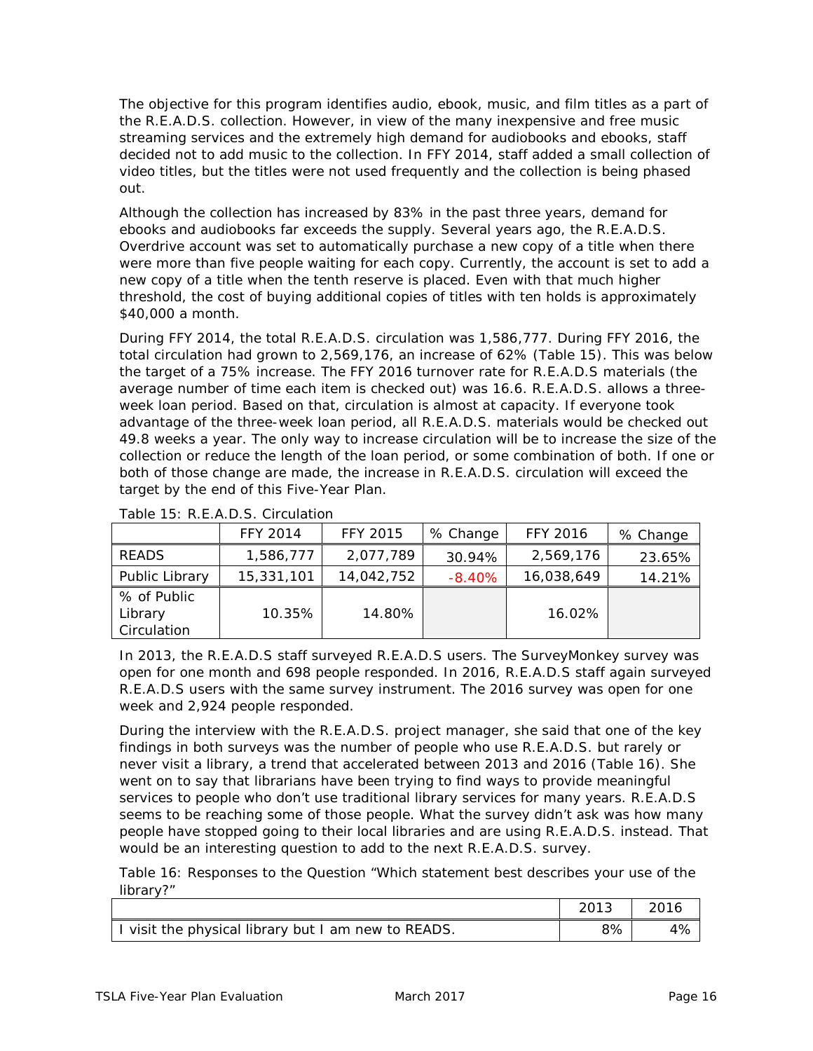The objective for this program identifies audio, ebook, music, and film titles as a part of the R.E.A.D.S. collection. However, in view of the many inexpensive and free music streaming services and the extremely high demand for audiobooks and ebooks, staff decided not to add music to the collection. In FFY 2014, staff added a small collection of video titles, but the titles were not used frequently and the collection is being phased out.

Although the collection has increased by 83% in the past three years, demand for ebooks and audiobooks far exceeds the supply. Several years ago, the R.E.A.D.S. Overdrive account was set to automatically purchase a new copy of a title when there were more than five people waiting for each copy. Currently, the account is set to add a new copy of a title when the tenth reserve is placed. Even with that much higher threshold, the cost of buying additional copies of titles with ten holds is approximately $40,000 a month.

During FFY 2014, the total R.E.A.D.S. circulation was 1,586,777. During FFY 2016, the total circulation had grown to 2,569,176, an increase of 62% (Table 15). This was below the target of a 75% increase. The FFY 2016 turnover rate for R.E.A.D.S materials (the average number of time each item is checked out) was 16.6. R.E.A.D.S. allows a three-week loan period. Based on that, circulation is almost at capacity. If everyone took advantage of the three-week loan period, all R.E.A.D.S. materials would be checked out 49.8 weeks a year. The only way to increase circulation will be to increase the size of the collection or reduce the length of the loan period, or some combination of both. If one or both of those change are made, the increase in R.E.A.D.S. circulation will exceed the target by the end of this Five-Year Plan.

Table 15: R.E.A.D.S. Circulation

| | FFY 2014 | FFY 2015 | % Change | FFY 2016 | % Change |
|---|---|---|---|---|---|
| READS | 1,586,777 | 2,077,789 | 30.94% | 2,569,176 | 23.65% |
| Public Library | 15,331,101 | 14,042,752 | -8.40% | 16,038,649 | 14.21% |
| % of Public Library Circulation | 10.35% | 14.80% | | 16.02% | |

In 2013, the R.E.A.D.S staff surveyed R.E.A.D.S users. The SurveyMonkey survey was open for one month and 698 people responded. In 2016, R.E.A.D.S staff again surveyed R.E.A.D.S users with the same survey instrument. The 2016 survey was open for one week and 2,924 people responded.

During the interview with the R.E.A.D.S. project manager, she said that one of the key findings in both surveys was the number of people who use R.E.A.D.S. but rarely or never visit a library, a trend that accelerated between 2013 and 2016 (Table 16). She went on to say that librarians have been trying to find ways to provide meaningful services to people who don't use traditional library services for many years. R.E.A.D.S seems to be reaching some of those people. What the survey didn't ask was how many people have stopped going to their local libraries and are using R.E.A.D.S. instead. That would be an interesting question to add to the next R.E.A.D.S. survey.

Table 16: Responses to the Question "Which statement best describes your use of the library?"

| | 2013 | 2016 |
|---|---|---|
| I visit the physical library but I am new to READS. | 8% | 4% |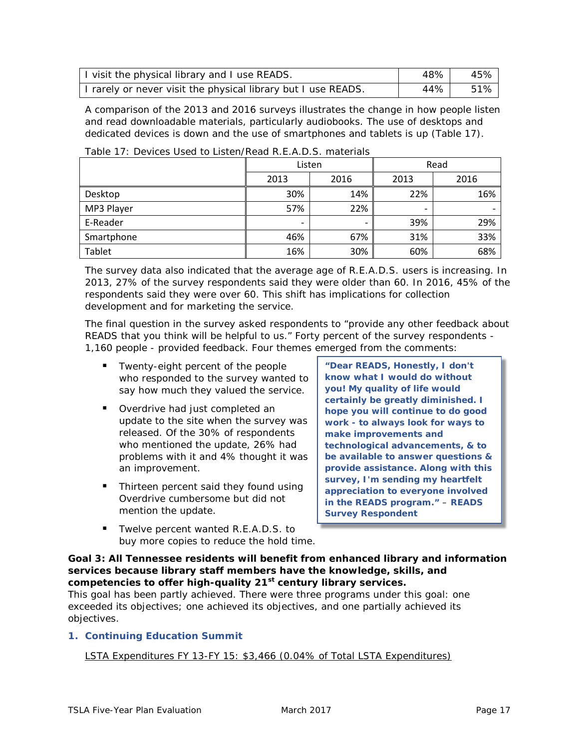| I visit the physical library and I use READS. | 48% | 45% |
|---|---|---|
| I rarely or never visit the physical library but I use READS. | 44% | 51% |

A comparison of the 2013 and 2016 surveys illustrates the change in how people listen and read downloadable materials, particularly audiobooks. The use of desktops and dedicated devices is down and the use of smartphones and tablets is up (Table 17).

Table 17: Devices Used to Listen/Read R.E.A.D.S. materials

| | Listen | | Read | |
|---|---|---|---|---|
| | 2013 | 2016 | 2013 | 2016 |
| Desktop | 30% | 14% | 22% | 16% |
| MP3 Player | 57% | 22% | - | - |
| E-Reader | - | - | 39% | 29% |
| Smartphone | 46% | 67% | 31% | 33% |
| Tablet | 16% | 30% | 60% | 68% |

The survey data also indicated that the average age of R.E.A.D.S. users is increasing. In 2013, 27% of the survey respondents said they were older than 60. In 2016, 45% of the respondents said they were over 60. This shift has implications for collection development and for marketing the service.

The final question in the survey asked respondents to "provide any other feedback about READS that you think will be helpful to us." Forty percent of the survey respondents - 1,160 people - provided feedback. Four themes emerged from the comments:

- Twenty-eight percent of the people who responded to the survey wanted to say how much they valued the service.
- Overdrive had just completed an update to the site when the survey was released. Of the 30% of respondents who mentioned the update, 26% had problems with it and 4% thought it was an improvement.
- Thirteen percent said they found using Overdrive cumbersome but did not mention the update.
- Twelve percent wanted R.E.A.D.S. to buy more copies to reduce the hold time.

> **"Dear READS, Honestly, I don't know what I would do without you! My quality of life would certainly be greatly diminished. I hope you will continue to do good work - to always look for ways to make improvements and technological advancements, & to be available to answer questions & provide assistance. Along with this survey, I'm sending my heartfelt appreciation to everyone involved in the READS program."** – **READS Survey Respondent**

**Goal 3: All Tennessee residents will benefit from enhanced library and information services because library staff members have the knowledge, skills, and competencies to offer high-quality 21st century library services.**

This goal has been partly achieved. There were three programs under this goal: one exceeded its objectives; one achieved its objectives, and one partially achieved its objectives.

### 1. Continuing Education Summit

LSTA Expenditures FY 13-FY 15: $3,466 (0.04% of Total LSTA Expenditures)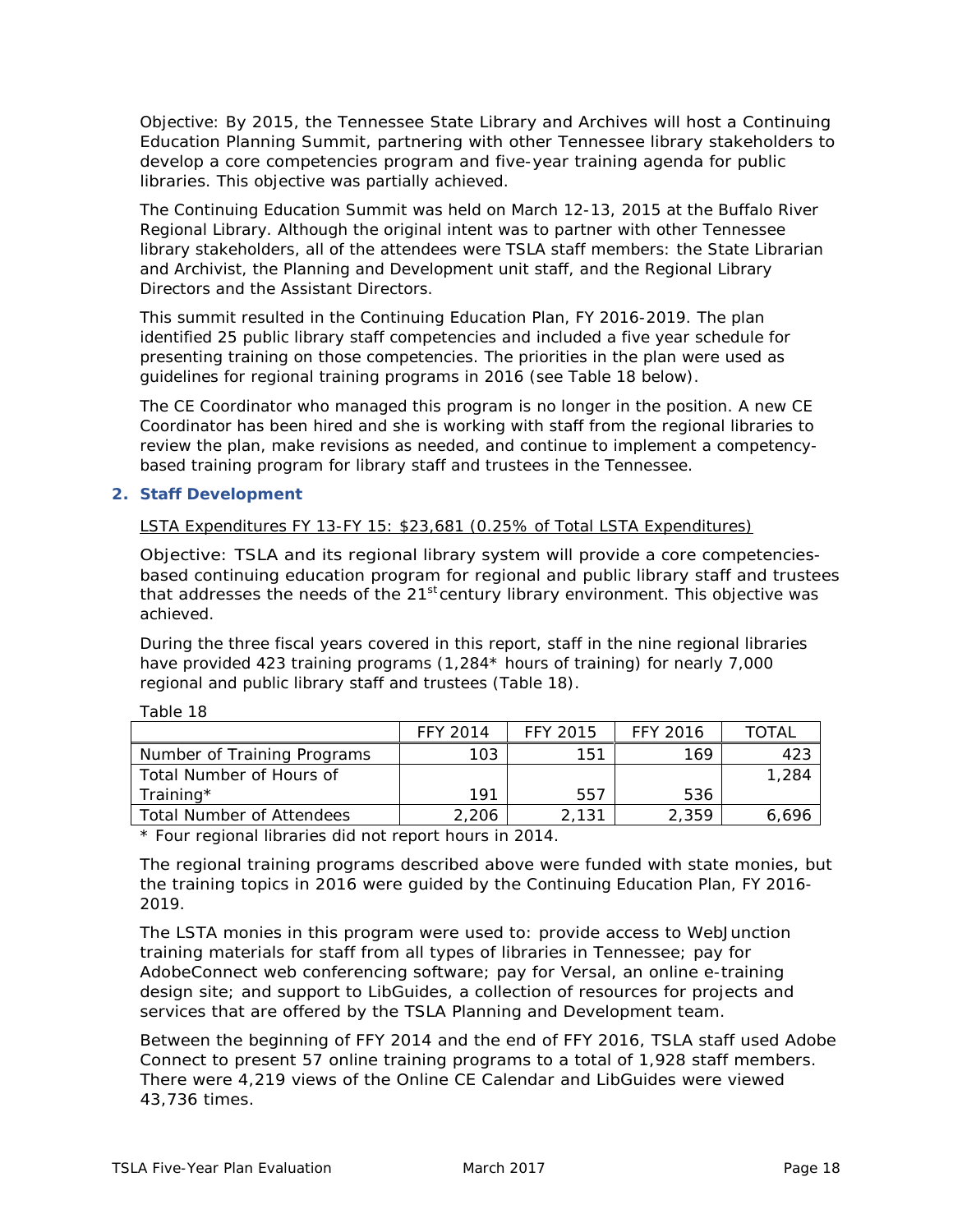Objective: By 2015, the Tennessee State Library and Archives will host a Continuing Education Planning Summit, partnering with other Tennessee library stakeholders to develop a core competencies program and five-year training agenda for public libraries. This objective was partially achieved.

The Continuing Education Summit was held on March 12-13, 2015 at the Buffalo River Regional Library. Although the original intent was to partner with other Tennessee library stakeholders, all of the attendees were TSLA staff members: the State Librarian and Archivist, the Planning and Development unit staff, and the Regional Library Directors and the Assistant Directors.

This summit resulted in the Continuing Education Plan, FY 2016-2019. The plan identified 25 public library staff competencies and included a five year schedule for presenting training on those competencies. The priorities in the plan were used as guidelines for regional training programs in 2016 (see Table 18 below).

The CE Coordinator who managed this program is no longer in the position. A new CE Coordinator has been hired and she is working with staff from the regional libraries to review the plan, make revisions as needed, and continue to implement a competency-based training program for library staff and trustees in the Tennessee.

## 2. Staff Development

LSTA Expenditures FY 13-FY 15: $23,681 (0.25% of Total LSTA Expenditures)

Objective: TSLA and its regional library system will provide a core competencies-based continuing education program for regional and public library staff and trustees that addresses the needs of the 21st century library environment. This objective was achieved.

During the three fiscal years covered in this report, staff in the nine regional libraries have provided 423 training programs (1,284* hours of training) for nearly 7,000 regional and public library staff and trustees (Table 18).

Table 18

| | FFY 2014 | FFY 2015 | FFY 2016 | TOTAL |
|---|---|---|---|---|
| Number of Training Programs | 103 | 151 | 169 | 423 |
| Total Number of Hours of Training* | 191 | 557 | 536 | 1,284 |
| Total Number of Attendees | 2,206 | 2,131 | 2,359 | 6,696 |

* Four regional libraries did not report hours in 2014.

The regional training programs described above were funded with state monies, but the training topics in 2016 were guided by the Continuing Education Plan, FY 2016-2019.

The LSTA monies in this program were used to: provide access to WebJunction training materials for staff from all types of libraries in Tennessee; pay for AdobeConnect web conferencing software; pay for Versal, an online e-training design site; and support to LibGuides, a collection of resources for projects and services that are offered by the TSLA Planning and Development team.

Between the beginning of FFY 2014 and the end of FFY 2016, TSLA staff used Adobe Connect to present 57 online training programs to a total of 1,928 staff members. There were 4,219 views of the Online CE Calendar and LibGuides were viewed 43,736 times.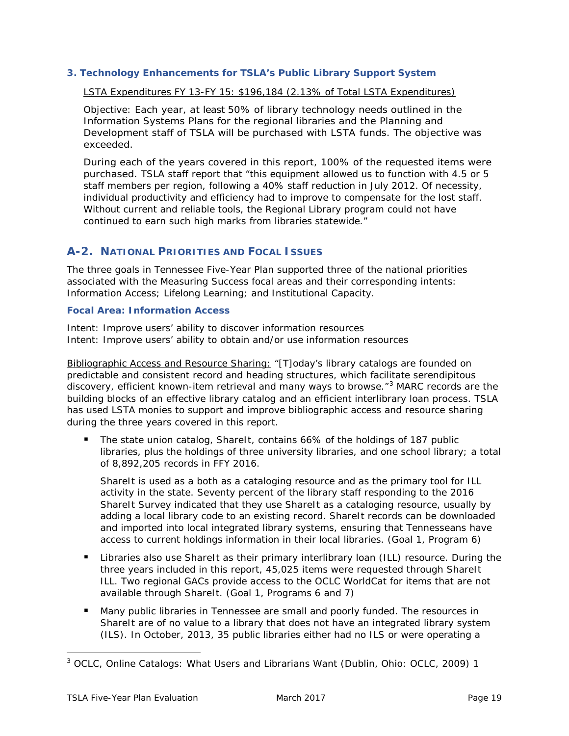### 3. Technology Enhancements for TSLA's Public Library Support System

LSTA Expenditures FY 13-FY 15: $196,184 (2.13% of Total LSTA Expenditures)

Objective: Each year, at least 50% of library technology needs outlined in the Information Systems Plans for the regional libraries and the Planning and Development staff of TSLA will be purchased with LSTA funds. The objective was exceeded.

During each of the years covered in this report, 100% of the requested items were purchased. TSLA staff report that "this equipment allowed us to function with 4.5 or 5 staff members per region, following a 40% staff reduction in July 2012. Of necessity, individual productivity and efficiency had to improve to compensate for the lost staff. Without current and reliable tools, the Regional Library program could not have continued to earn such high marks from libraries statewide."

## A-2. National Priorities and Focal Issues

The three goals in Tennessee Five-Year Plan supported three of the national priorities associated with the Measuring Success focal areas and their corresponding intents: Information Access; Lifelong Learning; and Institutional Capacity.

### Focal Area: Information Access

Intent: Improve users' ability to discover information resources
Intent: Improve users' ability to obtain and/or use information resources

Bibliographic Access and Resource Sharing: "[T]oday's library catalogs are founded on predictable and consistent record and heading structures, which facilitate serendipitous discovery, efficient known-item retrieval and many ways to browse."[3] MARC records are the building blocks of an effective library catalog and an efficient interlibrary loan process. TSLA has used LSTA monies to support and improve bibliographic access and resource sharing during the three years covered in this report.

- The state union catalog, ShareIt, contains 66% of the holdings of 187 public libraries, plus the holdings of three university libraries, and one school library; a total of 8,892,205 records in FFY 2016.

  ShareIt is used as a both as a cataloging resource and as the primary tool for ILL activity in the state. Seventy percent of the library staff responding to the 2016 ShareIt Survey indicated that they use ShareIt as a cataloging resource, usually by adding a local library code to an existing record. ShareIt records can be downloaded and imported into local integrated library systems, ensuring that Tennesseans have access to current holdings information in their local libraries. (Goal 1, Program 6)

- Libraries also use ShareIt as their primary interlibrary loan (ILL) resource. During the three years included in this report, 45,025 items were requested through ShareIt ILL. Two regional GACs provide access to the OCLC WorldCat for items that are not available through ShareIt. (Goal 1, Programs 6 and 7)

- Many public libraries in Tennessee are small and poorly funded. The resources in ShareIt are of no value to a library that does not have an integrated library system (ILS). In October, 2013, 35 public libraries either had no ILS or were operating a

[3] OCLC, Online Catalogs: What Users and Librarians Want (Dublin, Ohio: OCLC, 2009) 1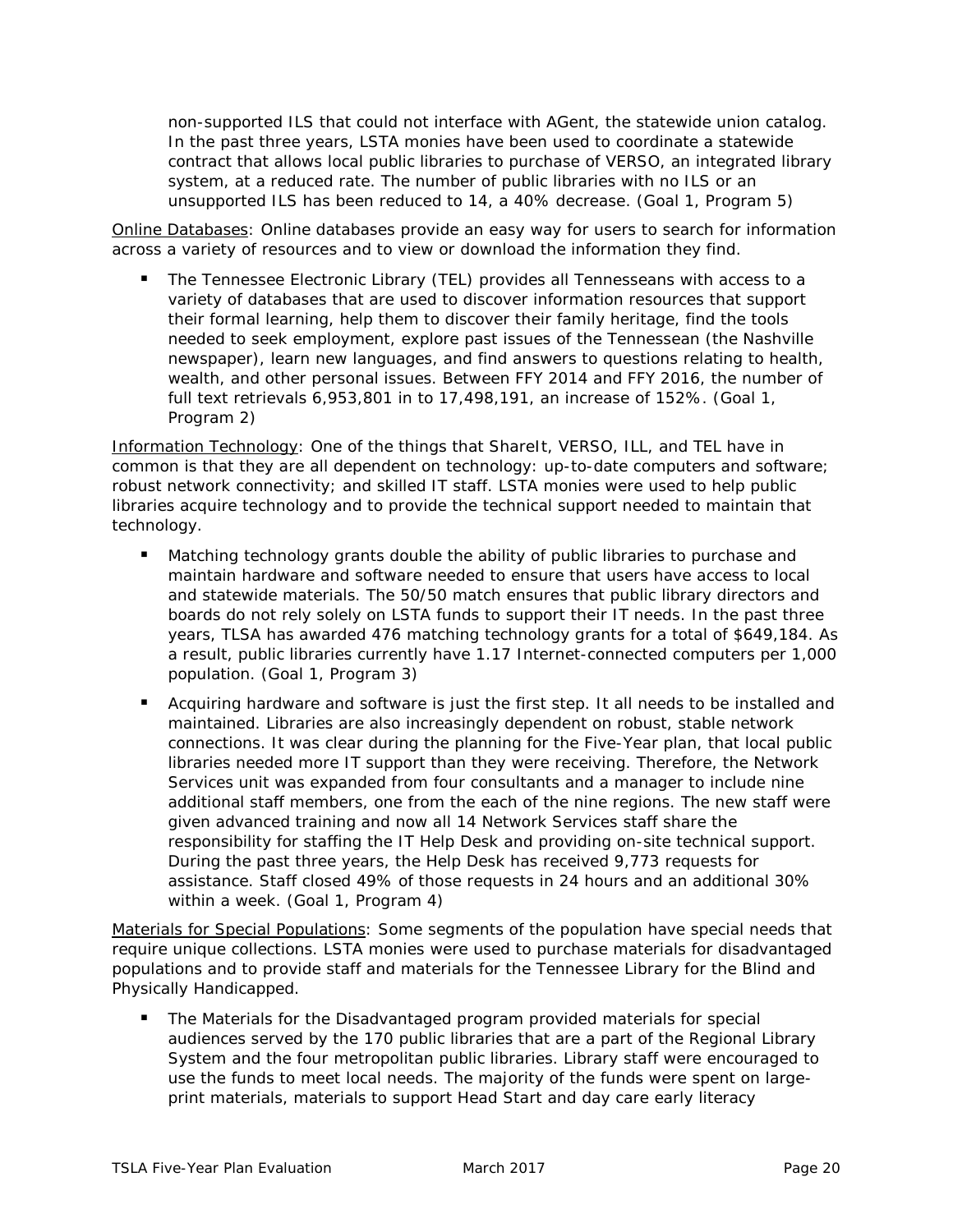non-supported ILS that could not interface with AGent, the statewide union catalog. In the past three years, LSTA monies have been used to coordinate a statewide contract that allows local public libraries to purchase of VERSO, an integrated library system, at a reduced rate. The number of public libraries with no ILS or an unsupported ILS has been reduced to 14, a 40% decrease. (Goal 1, Program 5)

<u>Online Databases</u>: Online databases provide an easy way for users to search for information across a variety of resources and to view or download the information they find.

- The Tennessee Electronic Library (TEL) provides all Tennesseans with access to a variety of databases that are used to discover information resources that support their formal learning, help them to discover their family heritage, find the tools needed to seek employment, explore past issues of the Tennessean (the Nashville newspaper), learn new languages, and find answers to questions relating to health, wealth, and other personal issues. Between FFY 2014 and FFY 2016, the number of full text retrievals 6,953,801 in to 17,498,191, an increase of 152%. (Goal 1, Program 2)

<u>Information Technology</u>: One of the things that ShareIt, VERSO, ILL, and TEL have in common is that they are all dependent on technology: up-to-date computers and software; robust network connectivity; and skilled IT staff. LSTA monies were used to help public libraries acquire technology and to provide the technical support needed to maintain that technology.

- Matching technology grants double the ability of public libraries to purchase and maintain hardware and software needed to ensure that users have access to local and statewide materials. The 50/50 match ensures that public library directors and boards do not rely solely on LSTA funds to support their IT needs. In the past three years, TLSA has awarded 476 matching technology grants for a total of $649,184. As a result, public libraries currently have 1.17 Internet-connected computers per 1,000 population. (Goal 1, Program 3)
- Acquiring hardware and software is just the first step. It all needs to be installed and maintained. Libraries are also increasingly dependent on robust, stable network connections. It was clear during the planning for the Five-Year plan, that local public libraries needed more IT support than they were receiving. Therefore, the Network Services unit was expanded from four consultants and a manager to include nine additional staff members, one from the each of the nine regions. The new staff were given advanced training and now all 14 Network Services staff share the responsibility for staffing the IT Help Desk and providing on-site technical support. During the past three years, the Help Desk has received 9,773 requests for assistance. Staff closed 49% of those requests in 24 hours and an additional 30% within a week. (Goal 1, Program 4)

<u>Materials for Special Populations</u>: Some segments of the population have special needs that require unique collections. LSTA monies were used to purchase materials for disadvantaged populations and to provide staff and materials for the Tennessee Library for the Blind and Physically Handicapped.

- The Materials for the Disadvantaged program provided materials for special audiences served by the 170 public libraries that are a part of the Regional Library System and the four metropolitan public libraries. Library staff were encouraged to use the funds to meet local needs. The majority of the funds were spent on large-print materials, materials to support Head Start and day care early literacy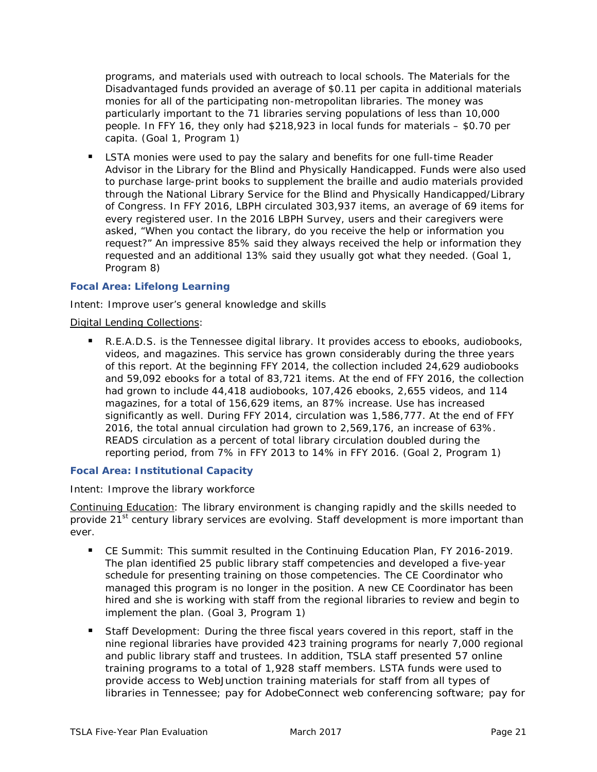programs, and materials used with outreach to local schools. The Materials for the Disadvantaged funds provided an average of $0.11 per capita in additional materials monies for all of the participating non-metropolitan libraries. The money was particularly important to the 71 libraries serving populations of less than 10,000 people. In FFY 16, they only had $218,923 in local funds for materials – $0.70 per capita. (Goal 1, Program 1)

- LSTA monies were used to pay the salary and benefits for one full-time Reader Advisor in the Library for the Blind and Physically Handicapped. Funds were also used to purchase large-print books to supplement the braille and audio materials provided through the National Library Service for the Blind and Physically Handicapped/Library of Congress. In FFY 2016, LBPH circulated 303,937 items, an average of 69 items for every registered user. In the 2016 LBPH Survey, users and their caregivers were asked, "When you contact the library, do you receive the help or information you request?" An impressive 85% said they always received the help or information they requested and an additional 13% said they usually got what they needed. (Goal 1, Program 8)

#### Focal Area: Lifelong Learning

Intent: Improve user's general knowledge and skills

Digital Lending Collections:

- R.E.A.D.S. is the Tennessee digital library. It provides access to ebooks, audiobooks, videos, and magazines. This service has grown considerably during the three years of this report. At the beginning FFY 2014, the collection included 24,629 audiobooks and 59,092 ebooks for a total of 83,721 items. At the end of FFY 2016, the collection had grown to include 44,418 audiobooks, 107,426 ebooks, 2,655 videos, and 114 magazines, for a total of 156,629 items, an 87% increase. Use has increased significantly as well. During FFY 2014, circulation was 1,586,777. At the end of FFY 2016, the total annual circulation had grown to 2,569,176, an increase of 63%. READS circulation as a percent of total library circulation doubled during the reporting period, from 7% in FFY 2013 to 14% in FFY 2016. (Goal 2, Program 1)

#### Focal Area: Institutional Capacity

Intent: Improve the library workforce

Continuing Education: The library environment is changing rapidly and the skills needed to provide 21st century library services are evolving. Staff development is more important than ever.

- CE Summit: This summit resulted in the Continuing Education Plan, FY 2016-2019. The plan identified 25 public library staff competencies and developed a five-year schedule for presenting training on those competencies. The CE Coordinator who managed this program is no longer in the position. A new CE Coordinator has been hired and she is working with staff from the regional libraries to review and begin to implement the plan. (Goal 3, Program 1)

- Staff Development: During the three fiscal years covered in this report, staff in the nine regional libraries have provided 423 training programs for nearly 7,000 regional and public library staff and trustees. In addition, TSLA staff presented 57 online training programs to a total of 1,928 staff members. LSTA funds were used to provide access to WebJunction training materials for staff from all types of libraries in Tennessee; pay for AdobeConnect web conferencing software; pay for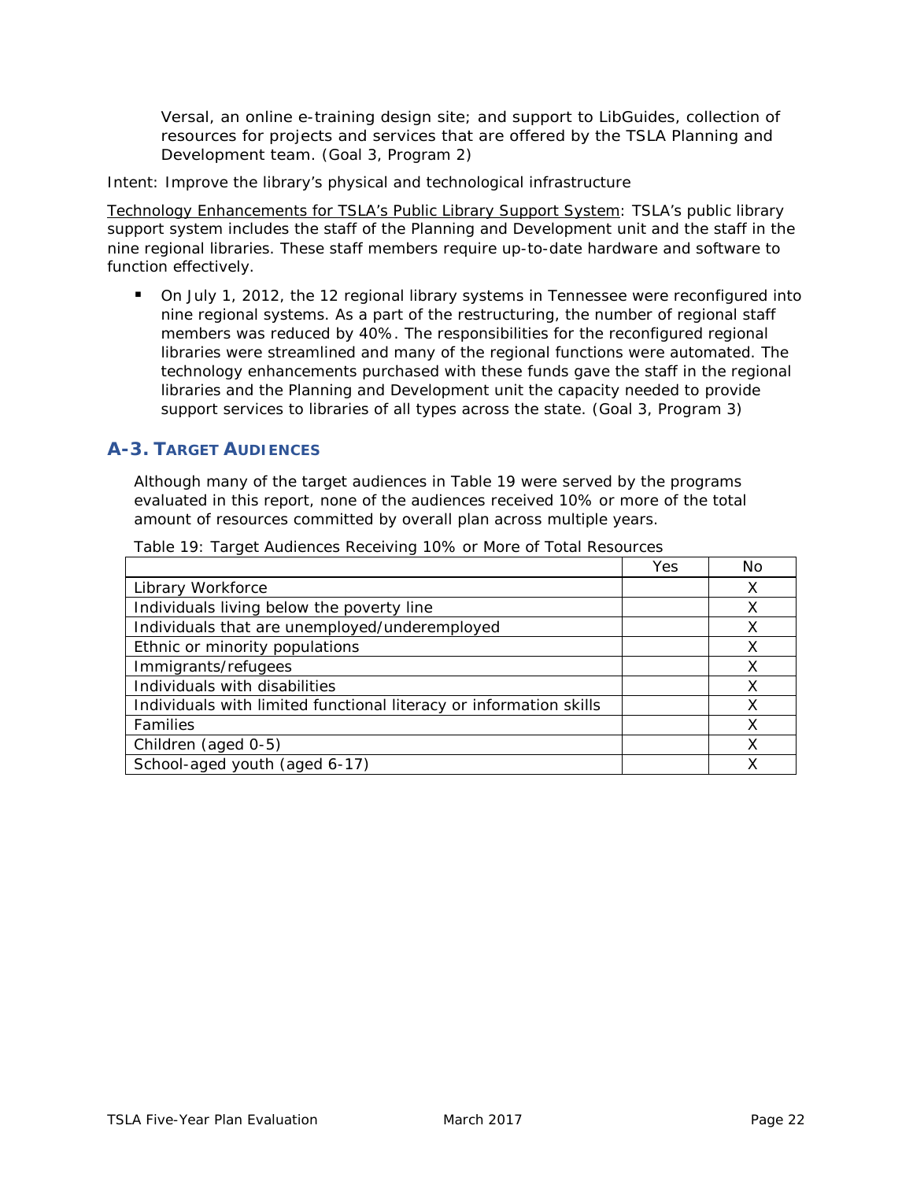Versal, an online e-training design site; and support to LibGuides, collection of resources for projects and services that are offered by the TSLA Planning and Development team. (Goal 3, Program 2)

Intent: Improve the library's physical and technological infrastructure

Technology Enhancements for TSLA's Public Library Support System: TSLA's public library support system includes the staff of the Planning and Development unit and the staff in the nine regional libraries. These staff members require up-to-date hardware and software to function effectively.

- On July 1, 2012, the 12 regional library systems in Tennessee were reconfigured into nine regional systems. As a part of the restructuring, the number of regional staff members was reduced by 40%. The responsibilities for the reconfigured regional libraries were streamlined and many of the regional functions were automated. The technology enhancements purchased with these funds gave the staff in the regional libraries and the Planning and Development unit the capacity needed to provide support services to libraries of all types across the state. (Goal 3, Program 3)

## A-3. TARGET AUDIENCES

Although many of the target audiences in Table 19 were served by the programs evaluated in this report, none of the audiences received 10% or more of the total amount of resources committed by overall plan across multiple years.

Table 19: Target Audiences Receiving 10% or More of Total Resources

| | Yes | No |
|---|---|---|
| Library Workforce | | X |
| Individuals living below the poverty line | | X |
| Individuals that are unemployed/underemployed | | X |
| Ethnic or minority populations | | X |
| Immigrants/refugees | | X |
| Individuals with disabilities | | X |
| Individuals with limited functional literacy or information skills | | X |
| Families | | X |
| Children (aged 0-5) | | X |
| School-aged youth (aged 6-17) | | X |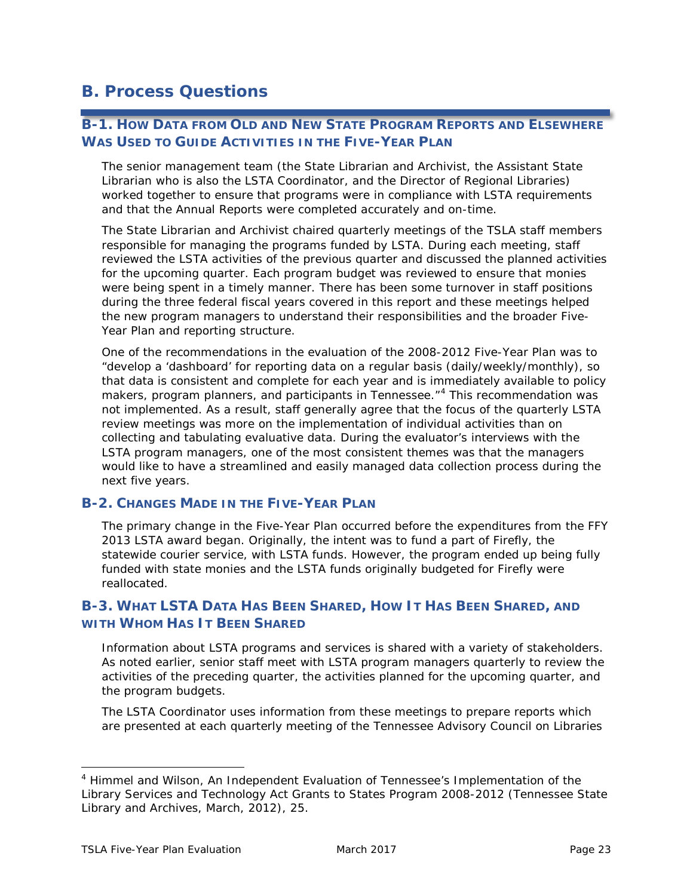# B. Process Questions

## B-1. How Data from Old and New State Program Reports and Elsewhere Was Used to Guide Activities in the Five-Year Plan

The senior management team (the State Librarian and Archivist, the Assistant State Librarian who is also the LSTA Coordinator, and the Director of Regional Libraries) worked together to ensure that programs were in compliance with LSTA requirements and that the Annual Reports were completed accurately and on-time.

The State Librarian and Archivist chaired quarterly meetings of the TSLA staff members responsible for managing the programs funded by LSTA. During each meeting, staff reviewed the LSTA activities of the previous quarter and discussed the planned activities for the upcoming quarter. Each program budget was reviewed to ensure that monies were being spent in a timely manner. There has been some turnover in staff positions during the three federal fiscal years covered in this report and these meetings helped the new program managers to understand their responsibilities and the broader Five-Year Plan and reporting structure.

One of the recommendations in the evaluation of the 2008-2012 Five-Year Plan was to "develop a 'dashboard' for reporting data on a regular basis (daily/weekly/monthly), so that data is consistent and complete for each year and is immediately available to policy makers, program planners, and participants in Tennessee."[4] This recommendation was not implemented. As a result, staff generally agree that the focus of the quarterly LSTA review meetings was more on the implementation of individual activities than on collecting and tabulating evaluative data. During the evaluator's interviews with the LSTA program managers, one of the most consistent themes was that the managers would like to have a streamlined and easily managed data collection process during the next five years.

## B-2. Changes Made in the Five-Year Plan

The primary change in the Five-Year Plan occurred before the expenditures from the FFY 2013 LSTA award began. Originally, the intent was to fund a part of Firefly, the statewide courier service, with LSTA funds. However, the program ended up being fully funded with state monies and the LSTA funds originally budgeted for Firefly were reallocated.

## B-3. What LSTA Data Has Been Shared, How It Has Been Shared, and with Whom Has It Been Shared

Information about LSTA programs and services is shared with a variety of stakeholders. As noted earlier, senior staff meet with LSTA program managers quarterly to review the activities of the preceding quarter, the activities planned for the upcoming quarter, and the program budgets.

The LSTA Coordinator uses information from these meetings to prepare reports which are presented at each quarterly meeting of the Tennessee Advisory Council on Libraries

---

[4] Himmel and Wilson, An Independent Evaluation of Tennessee's Implementation of the Library Services and Technology Act Grants to States Program 2008-2012 (Tennessee State Library and Archives, March, 2012), 25.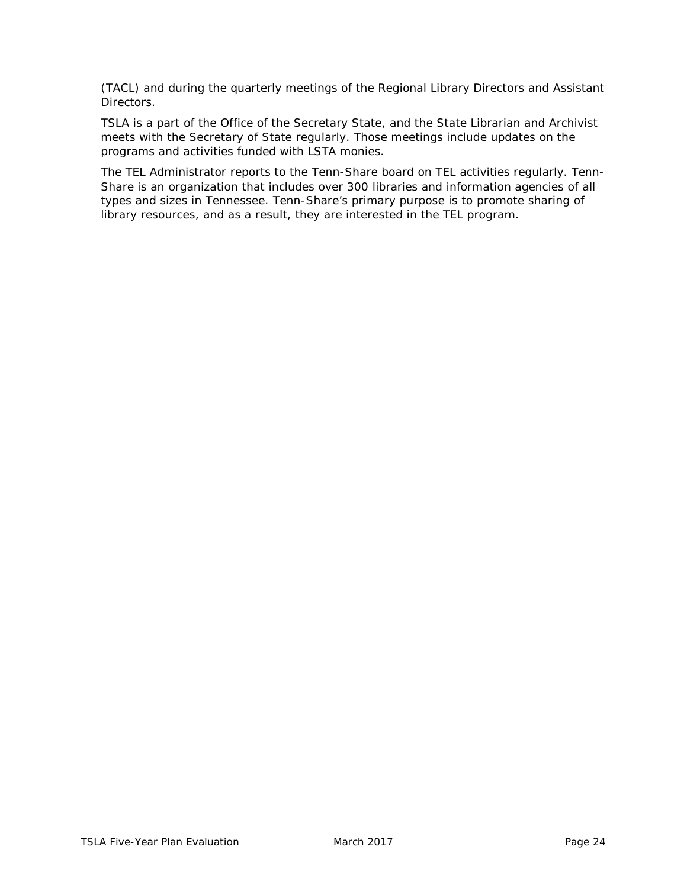(TACL) and during the quarterly meetings of the Regional Library Directors and Assistant Directors.

TSLA is a part of the Office of the Secretary State, and the State Librarian and Archivist meets with the Secretary of State regularly. Those meetings include updates on the programs and activities funded with LSTA monies.

The TEL Administrator reports to the Tenn-Share board on TEL activities regularly. Tenn-Share is an organization that includes over 300 libraries and information agencies of all types and sizes in Tennessee. Tenn-Share's primary purpose is to promote sharing of library resources, and as a result, they are interested in the TEL program.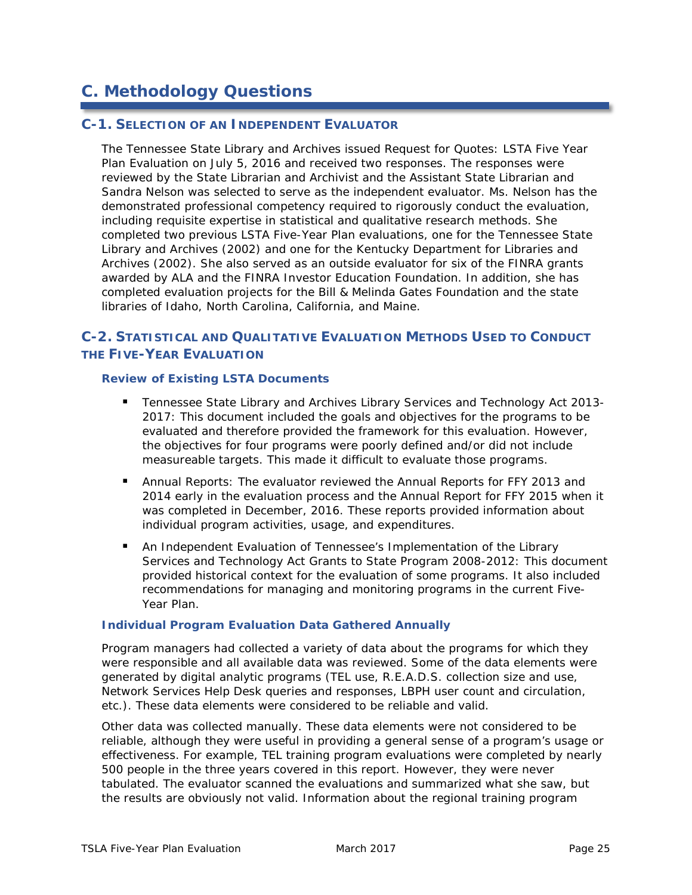# C. Methodology Questions

## C-1. Selection of an Independent Evaluator

The Tennessee State Library and Archives issued Request for Quotes: LSTA Five Year Plan Evaluation on July 5, 2016 and received two responses. The responses were reviewed by the State Librarian and Archivist and the Assistant State Librarian and Sandra Nelson was selected to serve as the independent evaluator. Ms. Nelson has the demonstrated professional competency required to rigorously conduct the evaluation, including requisite expertise in statistical and qualitative research methods. She completed two previous LSTA Five-Year Plan evaluations, one for the Tennessee State Library and Archives (2002) and one for the Kentucky Department for Libraries and Archives (2002). She also served as an outside evaluator for six of the FINRA grants awarded by ALA and the FINRA Investor Education Foundation. In addition, she has completed evaluation projects for the Bill & Melinda Gates Foundation and the state libraries of Idaho, North Carolina, California, and Maine.

## C-2. Statistical and Qualitative Evaluation Methods Used to Conduct the Five-Year Evaluation

### Review of Existing LSTA Documents

- Tennessee State Library and Archives Library Services and Technology Act 2013-2017: This document included the goals and objectives for the programs to be evaluated and therefore provided the framework for this evaluation. However, the objectives for four programs were poorly defined and/or did not include measureable targets. This made it difficult to evaluate those programs.
- Annual Reports: The evaluator reviewed the Annual Reports for FFY 2013 and 2014 early in the evaluation process and the Annual Report for FFY 2015 when it was completed in December, 2016. These reports provided information about individual program activities, usage, and expenditures.
- An Independent Evaluation of Tennessee's Implementation of the Library Services and Technology Act Grants to State Program 2008-2012: This document provided historical context for the evaluation of some programs. It also included recommendations for managing and monitoring programs in the current Five-Year Plan.

### Individual Program Evaluation Data Gathered Annually

Program managers had collected a variety of data about the programs for which they were responsible and all available data was reviewed. Some of the data elements were generated by digital analytic programs (TEL use, R.E.A.D.S. collection size and use, Network Services Help Desk queries and responses, LBPH user count and circulation, etc.). These data elements were considered to be reliable and valid.

Other data was collected manually. These data elements were not considered to be reliable, although they were useful in providing a general sense of a program's usage or effectiveness. For example, TEL training program evaluations were completed by nearly 500 people in the three years covered in this report. However, they were never tabulated. The evaluator scanned the evaluations and summarized what she saw, but the results are obviously not valid. Information about the regional training program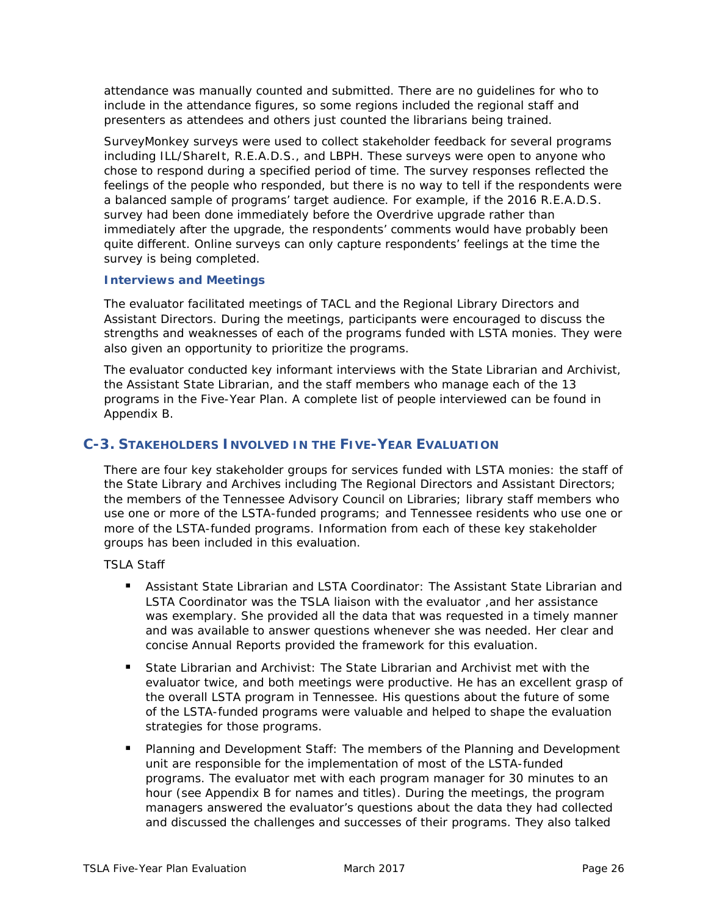attendance was manually counted and submitted. There are no guidelines for who to include in the attendance figures, so some regions included the regional staff and presenters as attendees and others just counted the librarians being trained.

SurveyMonkey surveys were used to collect stakeholder feedback for several programs including ILL/ShareIt, R.E.A.D.S., and LBPH. These surveys were open to anyone who chose to respond during a specified period of time. The survey responses reflected the feelings of the people who responded, but there is no way to tell if the respondents were a balanced sample of programs' target audience. For example, if the 2016 R.E.A.D.S. survey had been done immediately before the Overdrive upgrade rather than immediately after the upgrade, the respondents' comments would have probably been quite different. Online surveys can only capture respondents' feelings at the time the survey is being completed.

### Interviews and Meetings

The evaluator facilitated meetings of TACL and the Regional Library Directors and Assistant Directors. During the meetings, participants were encouraged to discuss the strengths and weaknesses of each of the programs funded with LSTA monies. They were also given an opportunity to prioritize the programs.

The evaluator conducted key informant interviews with the State Librarian and Archivist, the Assistant State Librarian, and the staff members who manage each of the 13 programs in the Five-Year Plan. A complete list of people interviewed can be found in Appendix B.

## C-3. Stakeholders Involved in the Five-Year Evaluation

There are four key stakeholder groups for services funded with LSTA monies: the staff of the State Library and Archives including The Regional Directors and Assistant Directors; the members of the Tennessee Advisory Council on Libraries; library staff members who use one or more of the LSTA-funded programs; and Tennessee residents who use one or more of the LSTA-funded programs. Information from each of these key stakeholder groups has been included in this evaluation.

TSLA Staff

- Assistant State Librarian and LSTA Coordinator: The Assistant State Librarian and LSTA Coordinator was the TSLA liaison with the evaluator ,and her assistance was exemplary. She provided all the data that was requested in a timely manner and was available to answer questions whenever she was needed. Her clear and concise Annual Reports provided the framework for this evaluation.
- State Librarian and Archivist: The State Librarian and Archivist met with the evaluator twice, and both meetings were productive. He has an excellent grasp of the overall LSTA program in Tennessee. His questions about the future of some of the LSTA-funded programs were valuable and helped to shape the evaluation strategies for those programs.
- Planning and Development Staff: The members of the Planning and Development unit are responsible for the implementation of most of the LSTA-funded programs. The evaluator met with each program manager for 30 minutes to an hour (see Appendix B for names and titles). During the meetings, the program managers answered the evaluator's questions about the data they had collected and discussed the challenges and successes of their programs. They also talked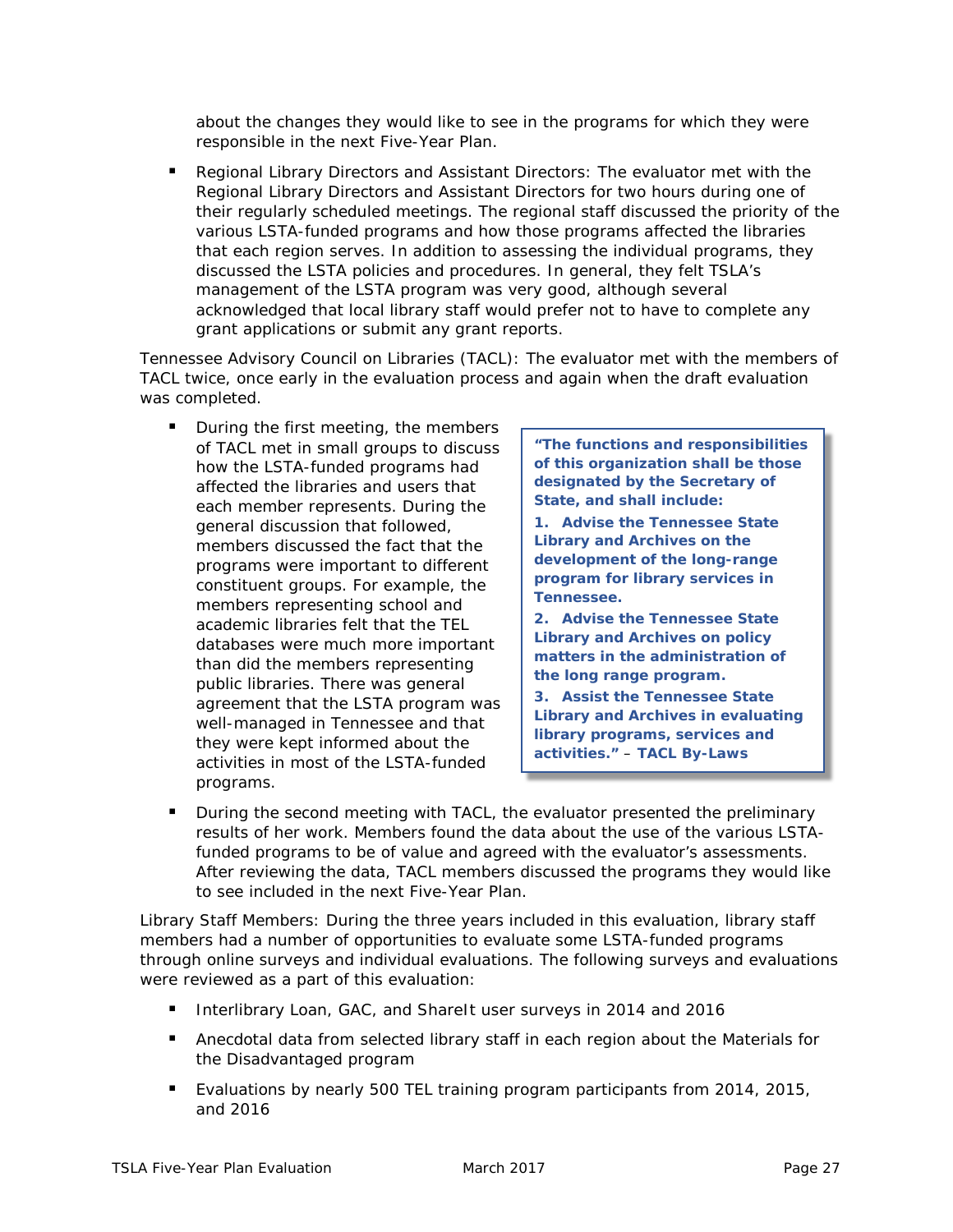about the changes they would like to see in the programs for which they were responsible in the next Five-Year Plan.

- Regional Library Directors and Assistant Directors: The evaluator met with the Regional Library Directors and Assistant Directors for two hours during one of their regularly scheduled meetings. The regional staff discussed the priority of the various LSTA-funded programs and how those programs affected the libraries that each region serves. In addition to assessing the individual programs, they discussed the LSTA policies and procedures. In general, they felt TSLA's management of the LSTA program was very good, although several acknowledged that local library staff would prefer not to have to complete any grant applications or submit any grant reports.

Tennessee Advisory Council on Libraries (TACL): The evaluator met with the members of TACL twice, once early in the evaluation process and again when the draft evaluation was completed.

- During the first meeting, the members of TACL met in small groups to discuss how the LSTA-funded programs had affected the libraries and users that each member represents. During the general discussion that followed, members discussed the fact that the programs were important to different constituent groups. For example, the members representing school and academic libraries felt that the TEL databases were much more important than did the members representing public libraries. There was general agreement that the LSTA program was well-managed in Tennessee and that they were kept informed about the activities in most of the LSTA-funded programs.

> **"The functions and responsibilities of this organization shall be those designated by the Secretary of State, and shall include:**
>
> **1. Advise the Tennessee State Library and Archives on the development of the long-range program for library services in Tennessee.**
>
> **2. Advise the Tennessee State Library and Archives on policy matters in the administration of the long range program.**
>
> **3. Assist the Tennessee State Library and Archives in evaluating library programs, services and activities." – TACL By-Laws**

- During the second meeting with TACL, the evaluator presented the preliminary results of her work. Members found the data about the use of the various LSTA-funded programs to be of value and agreed with the evaluator's assessments. After reviewing the data, TACL members discussed the programs they would like to see included in the next Five-Year Plan.

Library Staff Members: During the three years included in this evaluation, library staff members had a number of opportunities to evaluate some LSTA-funded programs through online surveys and individual evaluations. The following surveys and evaluations were reviewed as a part of this evaluation:

- Interlibrary Loan, GAC, and ShareIt user surveys in 2014 and 2016
- Anecdotal data from selected library staff in each region about the Materials for the Disadvantaged program
- Evaluations by nearly 500 TEL training program participants from 2014, 2015, and 2016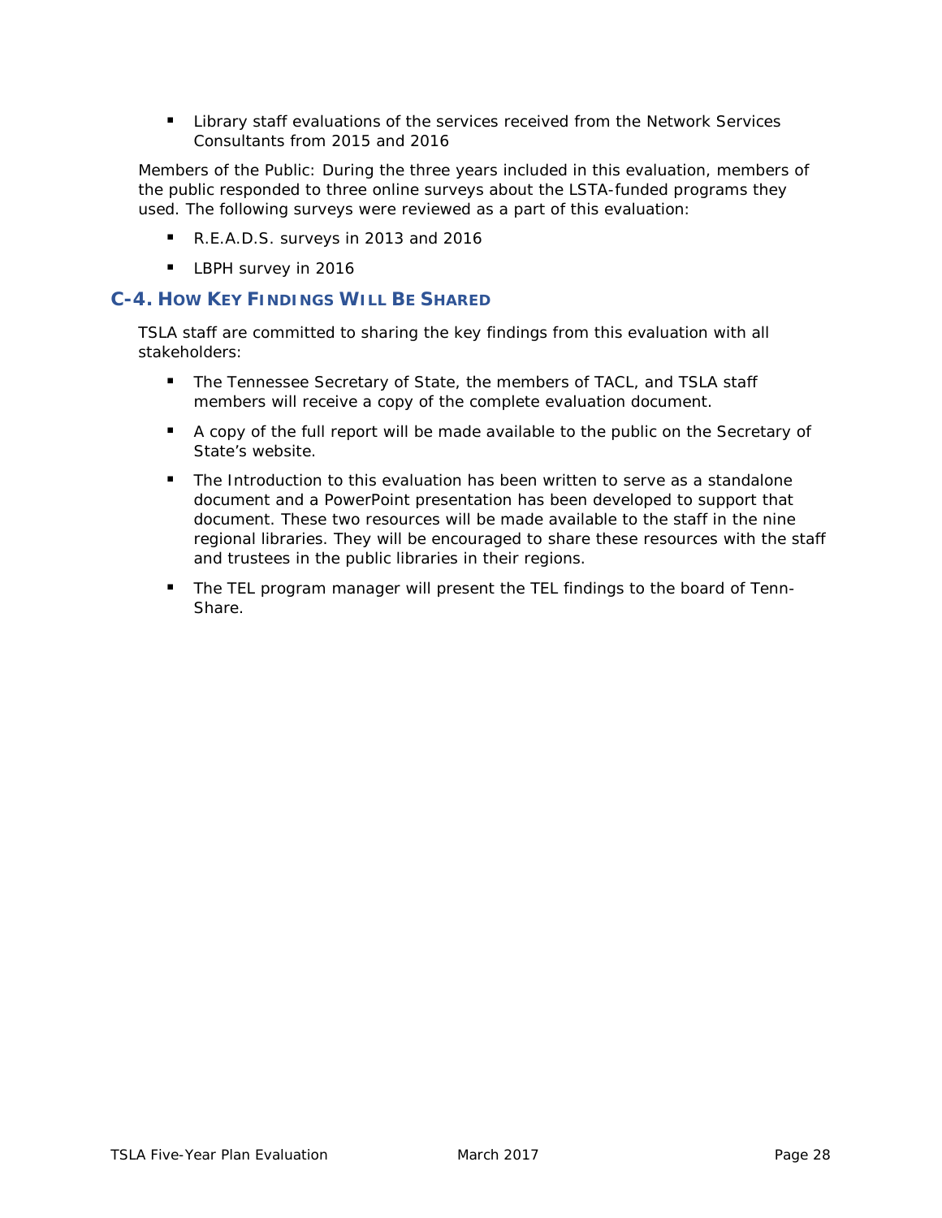- Library staff evaluations of the services received from the Network Services Consultants from 2015 and 2016

Members of the Public: During the three years included in this evaluation, members of the public responded to three online surveys about the LSTA-funded programs they used. The following surveys were reviewed as a part of this evaluation:

- R.E.A.D.S. surveys in 2013 and 2016
- LBPH survey in 2016

## C-4. How Key Findings Will Be Shared

TSLA staff are committed to sharing the key findings from this evaluation with all stakeholders:

- The Tennessee Secretary of State, the members of TACL, and TSLA staff members will receive a copy of the complete evaluation document.
- A copy of the full report will be made available to the public on the Secretary of State's website.
- The Introduction to this evaluation has been written to serve as a standalone document and a PowerPoint presentation has been developed to support that document. These two resources will be made available to the staff in the nine regional libraries. They will be encouraged to share these resources with the staff and trustees in the public libraries in their regions.
- The TEL program manager will present the TEL findings to the board of Tenn-Share.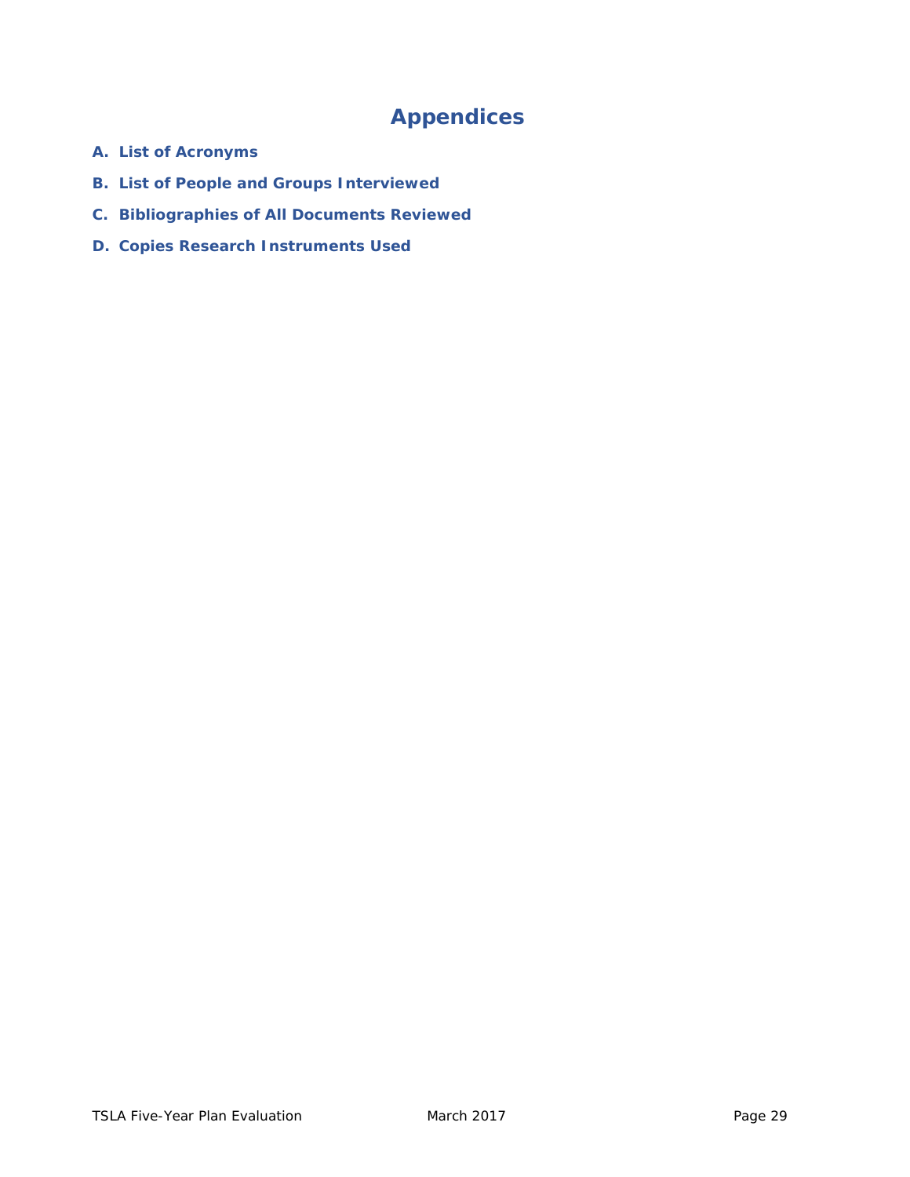# Appendices

**A. List of Acronyms**

**B. List of People and Groups Interviewed**

**C. Bibliographies of All Documents Reviewed**

**D. Copies Research Instruments Used**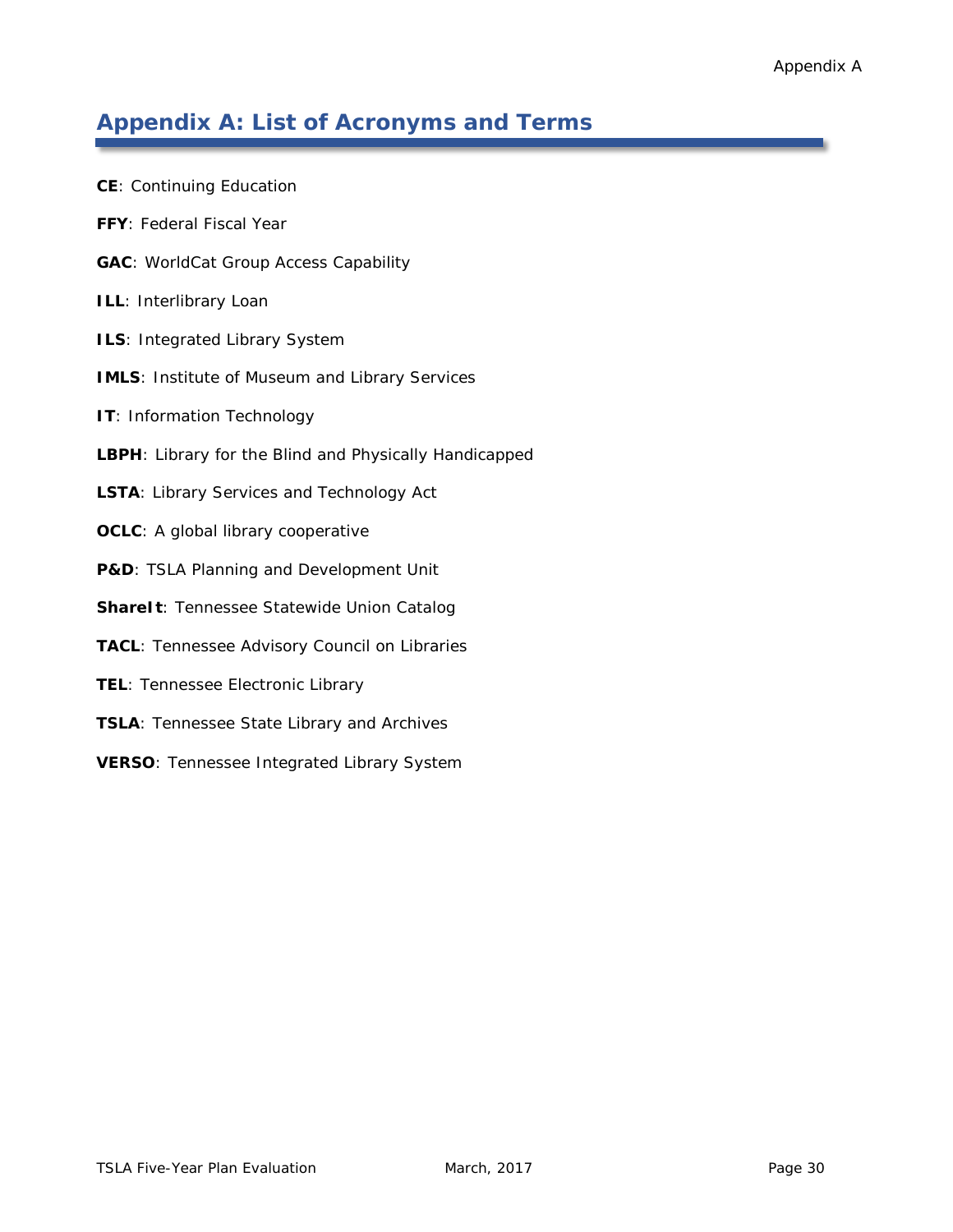# Appendix A: List of Acronyms and Terms

**CE**: Continuing Education

**FFY**: Federal Fiscal Year

**GAC**: WorldCat Group Access Capability

**ILL**: Interlibrary Loan

**ILS**: Integrated Library System

**IMLS**: Institute of Museum and Library Services

**IT**: Information Technology

**LBPH**: Library for the Blind and Physically Handicapped

**LSTA**: Library Services and Technology Act

**OCLC**: A global library cooperative

**P&D**: TSLA Planning and Development Unit

**ShareIt**: Tennessee Statewide Union Catalog

**TACL**: Tennessee Advisory Council on Libraries

**TEL**: Tennessee Electronic Library

**TSLA**: Tennessee State Library and Archives

**VERSO**: Tennessee Integrated Library System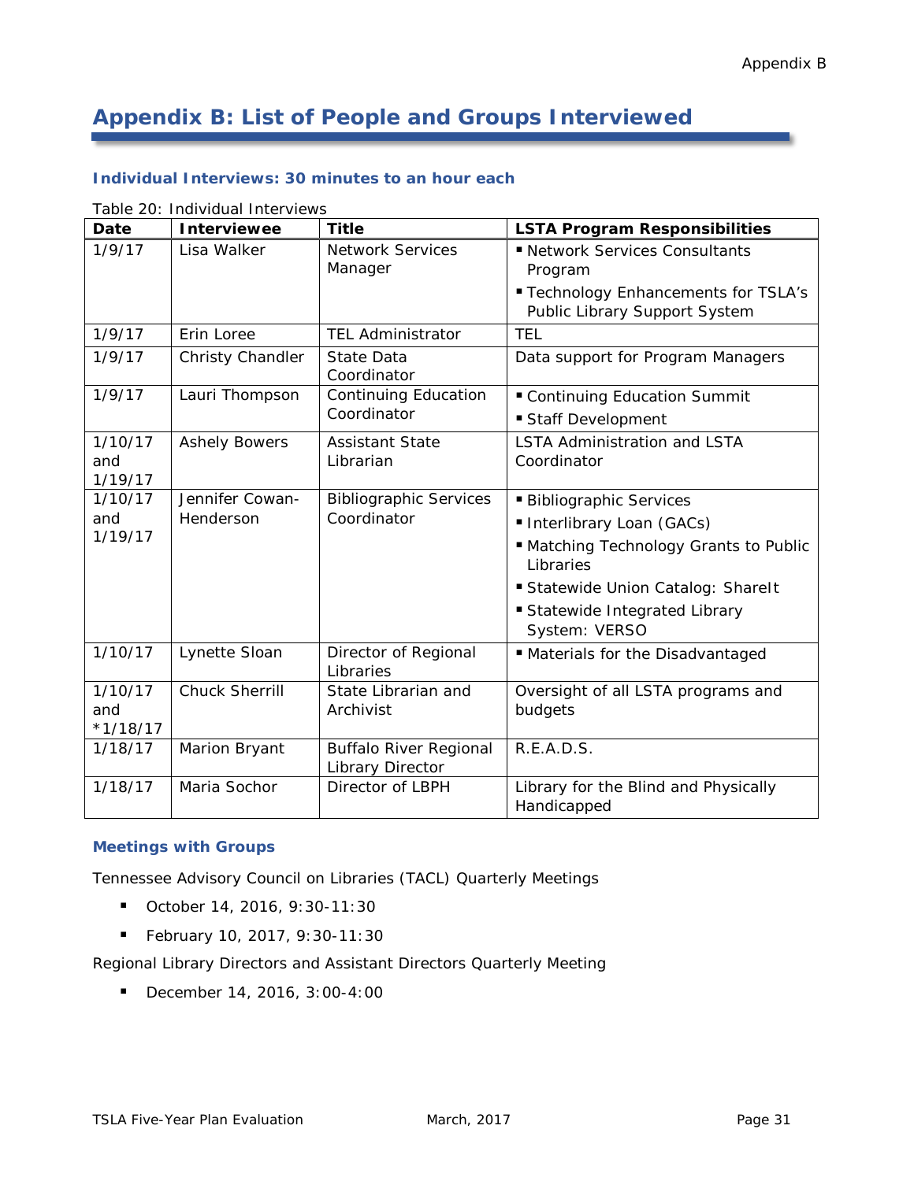# Appendix B: List of People and Groups Interviewed

### Individual Interviews: 30 minutes to an hour each

Table 20: Individual Interviews

| Date | Interviewee | Title | LSTA Program Responsibilities |
|---|---|---|---|
| 1/9/17 | Lisa Walker | Network Services Manager | ▪ Network Services Consultants Program<br>▪ Technology Enhancements for TSLA's Public Library Support System |
| 1/9/17 | Erin Loree | TEL Administrator | TEL |
| 1/9/17 | Christy Chandler | State Data Coordinator | Data support for Program Managers |
| 1/9/17 | Lauri Thompson | Continuing Education Coordinator | ▪ Continuing Education Summit<br>▪ Staff Development |
| 1/10/17 and 1/19/17 | Ashely Bowers | Assistant State Librarian | LSTA Administration and LSTA Coordinator |
| 1/10/17 and 1/19/17 | Jennifer Cowan-Henderson | Bibliographic Services Coordinator | ▪ Bibliographic Services<br>▪ Interlibrary Loan (GACs)<br>▪ Matching Technology Grants to Public Libraries<br>▪ Statewide Union Catalog: ShareIt<br>▪ Statewide Integrated Library System: VERSO |
| 1/10/17 | Lynette Sloan | Director of Regional Libraries | ▪ Materials for the Disadvantaged |
| 1/10/17 and *1/18/17 | Chuck Sherrill | State Librarian and Archivist | Oversight of all LSTA programs and budgets |
| 1/18/17 | Marion Bryant | Buffalo River Regional Library Director | R.E.A.D.S. |
| 1/18/17 | Maria Sochor | Director of LBPH | Library for the Blind and Physically Handicapped |

### Meetings with Groups

Tennessee Advisory Council on Libraries (TACL) Quarterly Meetings

- October 14, 2016, 9:30-11:30
- February 10, 2017, 9:30-11:30

Regional Library Directors and Assistant Directors Quarterly Meeting

- December 14, 2016, 3:00-4:00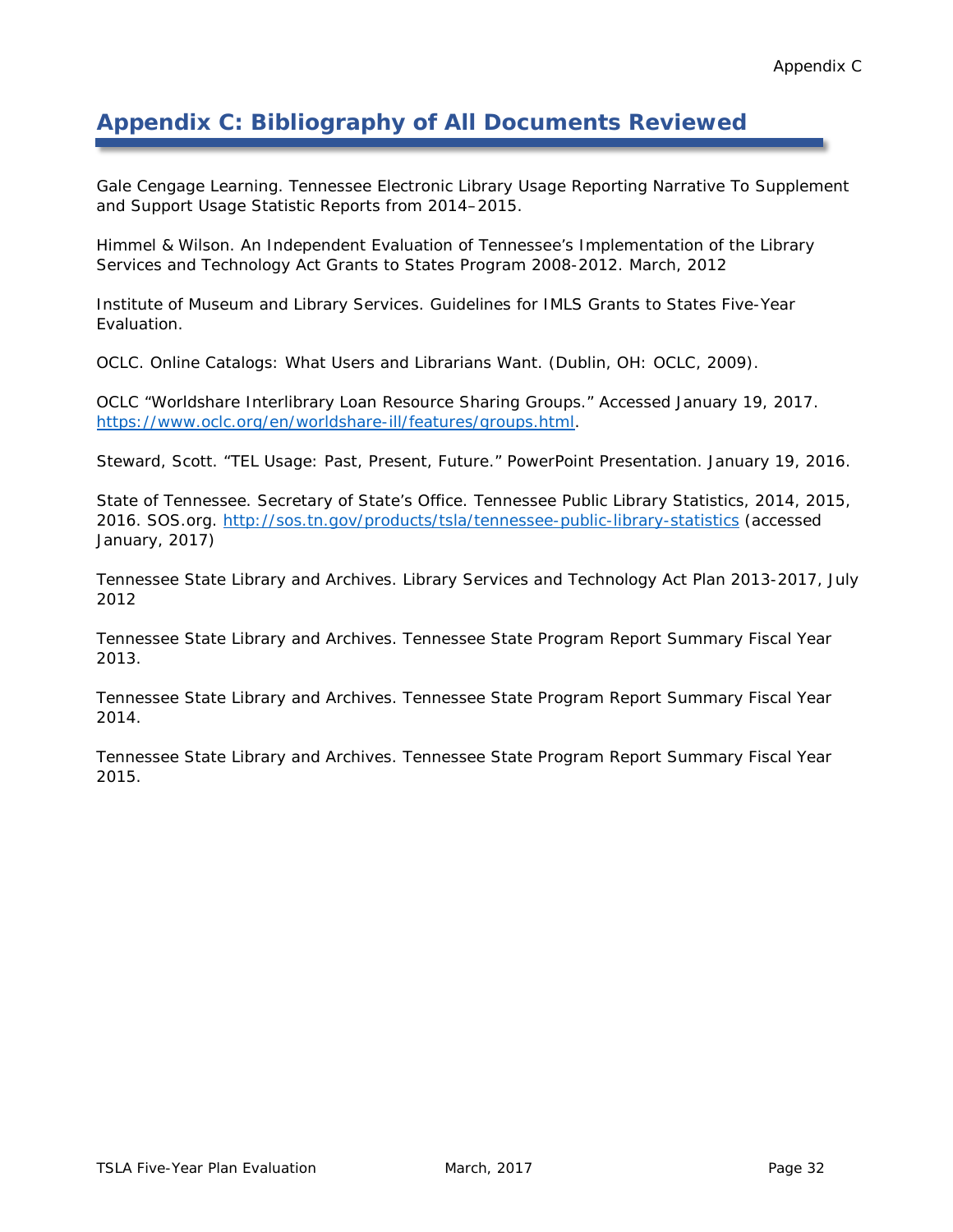# Appendix C: Bibliography of All Documents Reviewed

Gale Cengage Learning. Tennessee Electronic Library Usage Reporting Narrative To Supplement and Support Usage Statistic Reports from 2014–2015.

Himmel & Wilson. An Independent Evaluation of Tennessee's Implementation of the Library Services and Technology Act Grants to States Program 2008-2012. March, 2012

Institute of Museum and Library Services. Guidelines for IMLS Grants to States Five-Year Evaluation.

OCLC. Online Catalogs: What Users and Librarians Want. (Dublin, OH: OCLC, 2009).

OCLC "Worldshare Interlibrary Loan Resource Sharing Groups." Accessed January 19, 2017. [https://www.oclc.org/en/worldshare-ill/features/groups.html](https://www.oclc.org/en/worldshare-ill/features/groups.html).

Steward, Scott. "TEL Usage: Past, Present, Future." PowerPoint Presentation. January 19, 2016.

State of Tennessee. Secretary of State's Office. Tennessee Public Library Statistics, 2014, 2015, 2016. SOS.org. [http://sos.tn.gov/products/tsla/tennessee-public-library-statistics](http://sos.tn.gov/products/tsla/tennessee-public-library-statistics) (accessed January, 2017)

Tennessee State Library and Archives. Library Services and Technology Act Plan 2013-2017, July 2012

Tennessee State Library and Archives. Tennessee State Program Report Summary Fiscal Year 2013.

Tennessee State Library and Archives. Tennessee State Program Report Summary Fiscal Year 2014.

Tennessee State Library and Archives. Tennessee State Program Report Summary Fiscal Year 2015.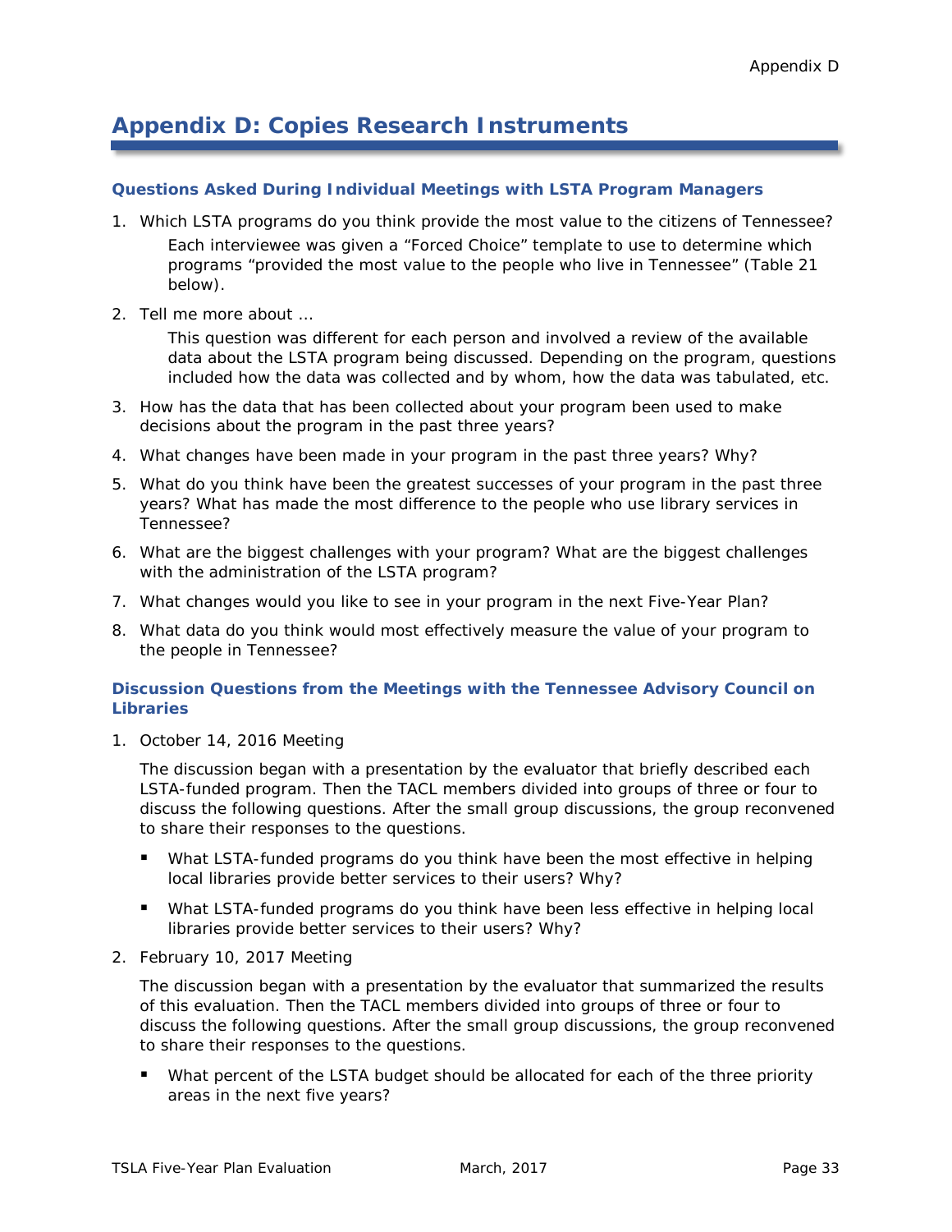# Appendix D: Copies Research Instruments

### Questions Asked During Individual Meetings with LSTA Program Managers

1. Which LSTA programs do you think provide the most value to the citizens of Tennessee?

   Each interviewee was given a "Forced Choice" template to use to determine which programs "provided the most value to the people who live in Tennessee" (Table 21 below).

2. Tell me more about …

   This question was different for each person and involved a review of the available data about the LSTA program being discussed. Depending on the program, questions included how the data was collected and by whom, how the data was tabulated, etc.

3. How has the data that has been collected about your program been used to make decisions about the program in the past three years?
4. What changes have been made in your program in the past three years? Why?
5. What do you think have been the greatest successes of your program in the past three years? What has made the most difference to the people who use library services in Tennessee?
6. What are the biggest challenges with your program? What are the biggest challenges with the administration of the LSTA program?
7. What changes would you like to see in your program in the next Five-Year Plan?
8. What data do you think would most effectively measure the value of your program to the people in Tennessee?

### Discussion Questions from the Meetings with the Tennessee Advisory Council on Libraries

1. October 14, 2016 Meeting

   The discussion began with a presentation by the evaluator that briefly described each LSTA-funded program. Then the TACL members divided into groups of three or four to discuss the following questions. After the small group discussions, the group reconvened to share their responses to the questions.

   - What LSTA-funded programs do you think have been the most effective in helping local libraries provide better services to their users? Why?
   - What LSTA-funded programs do you think have been less effective in helping local libraries provide better services to their users? Why?

2. February 10, 2017 Meeting

   The discussion began with a presentation by the evaluator that summarized the results of this evaluation. Then the TACL members divided into groups of three or four to discuss the following questions. After the small group discussions, the group reconvened to share their responses to the questions.

   - What percent of the LSTA budget should be allocated for each of the three priority areas in the next five years?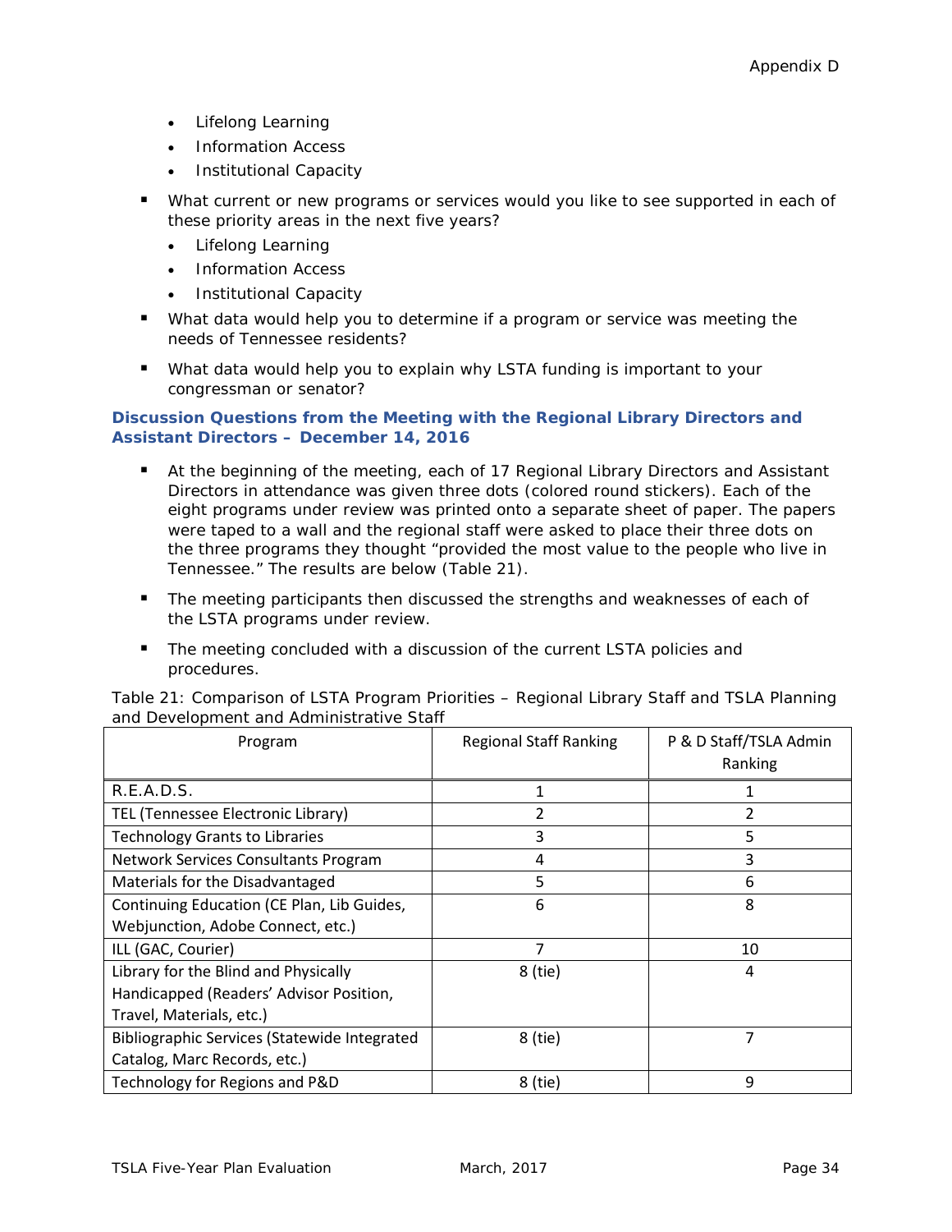- Lifelong Learning
- Information Access
- Institutional Capacity

- What current or new programs or services would you like to see supported in each of these priority areas in the next five years?
  - Lifelong Learning
  - Information Access
  - Institutional Capacity
- What data would help you to determine if a program or service was meeting the needs of Tennessee residents?
- What data would help you to explain why LSTA funding is important to your congressman or senator?

### Discussion Questions from the Meeting with the Regional Library Directors and Assistant Directors – December 14, 2016

- At the beginning of the meeting, each of 17 Regional Library Directors and Assistant Directors in attendance was given three dots (colored round stickers). Each of the eight programs under review was printed onto a separate sheet of paper. The papers were taped to a wall and the regional staff were asked to place their three dots on the three programs they thought "provided the most value to the people who live in Tennessee." The results are below (Table 21).
- The meeting participants then discussed the strengths and weaknesses of each of the LSTA programs under review.
- The meeting concluded with a discussion of the current LSTA policies and procedures.

Table 21: Comparison of LSTA Program Priorities – Regional Library Staff and TSLA Planning and Development and Administrative Staff

| Program | Regional Staff Ranking | P & D Staff/TSLA Admin Ranking |
|---|---|---|
| R.E.A.D.S. | 1 | 1 |
| TEL (Tennessee Electronic Library) | 2 | 2 |
| Technology Grants to Libraries | 3 | 5 |
| Network Services Consultants Program | 4 | 3 |
| Materials for the Disadvantaged | 5 | 6 |
| Continuing Education (CE Plan, Lib Guides, Webjunction, Adobe Connect, etc.) | 6 | 8 |
| ILL (GAC, Courier) | 7 | 10 |
| Library for the Blind and Physically Handicapped (Readers' Advisor Position, Travel, Materials, etc.) | 8 (tie) | 4 |
| Bibliographic Services (Statewide Integrated Catalog, Marc Records, etc.) | 8 (tie) | 7 |
| Technology for Regions and P&D | 8 (tie) | 9 |